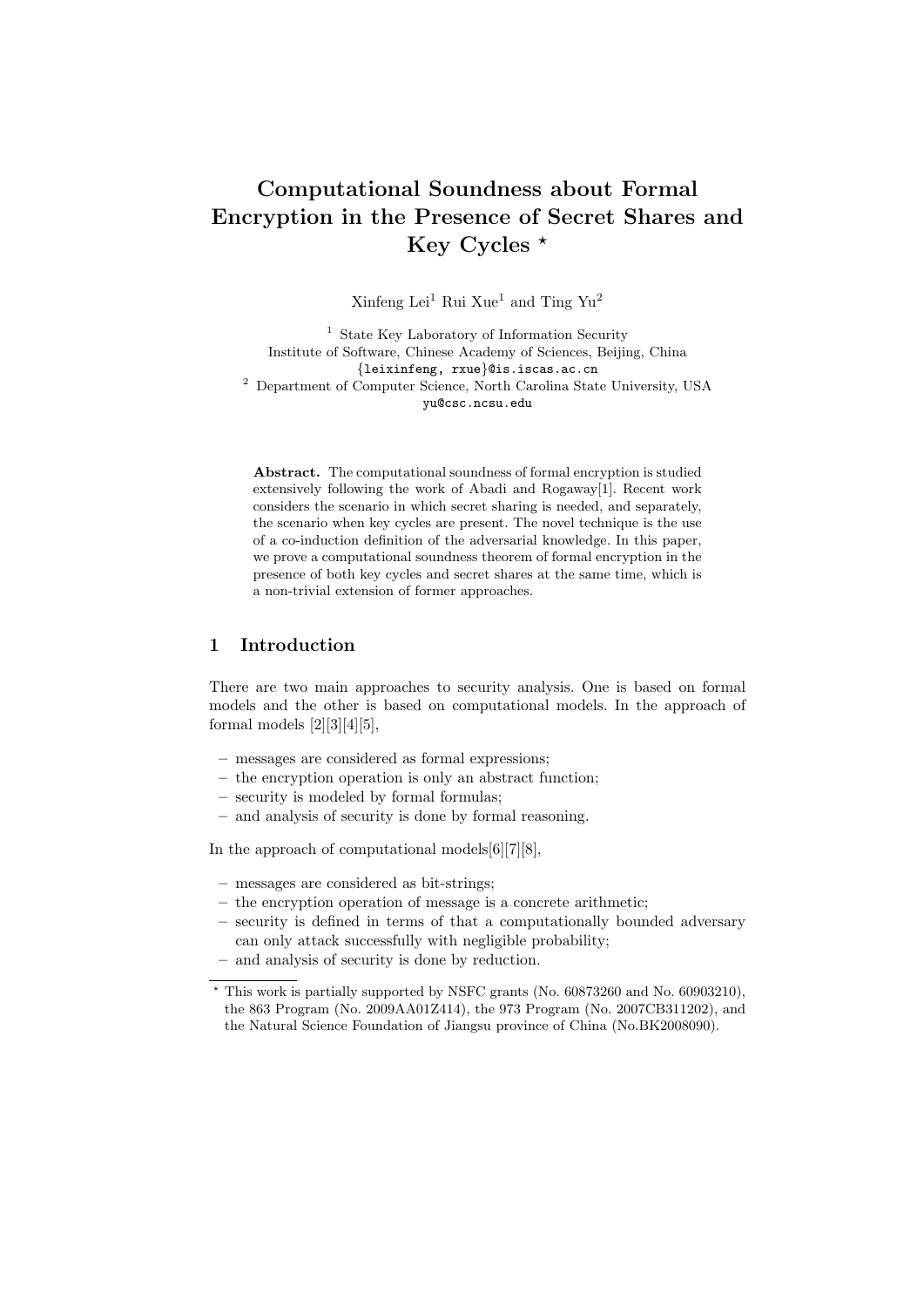# Computational Soundness about Formal Encryption in the Presence of Secret Shares and Key Cycles ⋆

Xinfeng Lei[1] Rui Xue[1] and Ting Yu[2]

[1] State Key Laboratory of Information Security
Institute of Software, Chinese Academy of Sciences, Beijing, China
{leixinfeng, rxue}@is.iscas.ac.cn
[2] Department of Computer Science, North Carolina State University, USA
yu@csc.ncsu.edu

**Abstract.** The computational soundness of formal encryption is studied extensively following the work of Abadi and Rogaway[1]. Recent work considers the scenario in which secret sharing is needed, and separately, the scenario when key cycles are present. The novel technique is the use of a co-induction definition of the adversarial knowledge. In this paper, we prove a computational soundness theorem of formal encryption in the presence of both key cycles and secret shares at the same time, which is a non-trivial extension of former approaches.

## 1 Introduction

There are two main approaches to security analysis. One is based on formal models and the other is based on computational models. In the approach of formal models [2][3][4][5],

- messages are considered as formal expressions;
- the encryption operation is only an abstract function;
- security is modeled by formal formulas;
- and analysis of security is done by formal reasoning.

In the approach of computational models[6][7][8],

- messages are considered as bit-strings;
- the encryption operation of message is a concrete arithmetic;
- security is defined in terms of that a computationally bounded adversary can only attack successfully with negligible probability;
- and analysis of security is done by reduction.

⋆ This work is partially supported by NSFC grants (No. 60873260 and No. 60903210), the 863 Program (No. 2009AA01Z414), the 973 Program (No. 2007CB311202), and the Natural Science Foundation of Jiangsu province of China (No.BK2008090).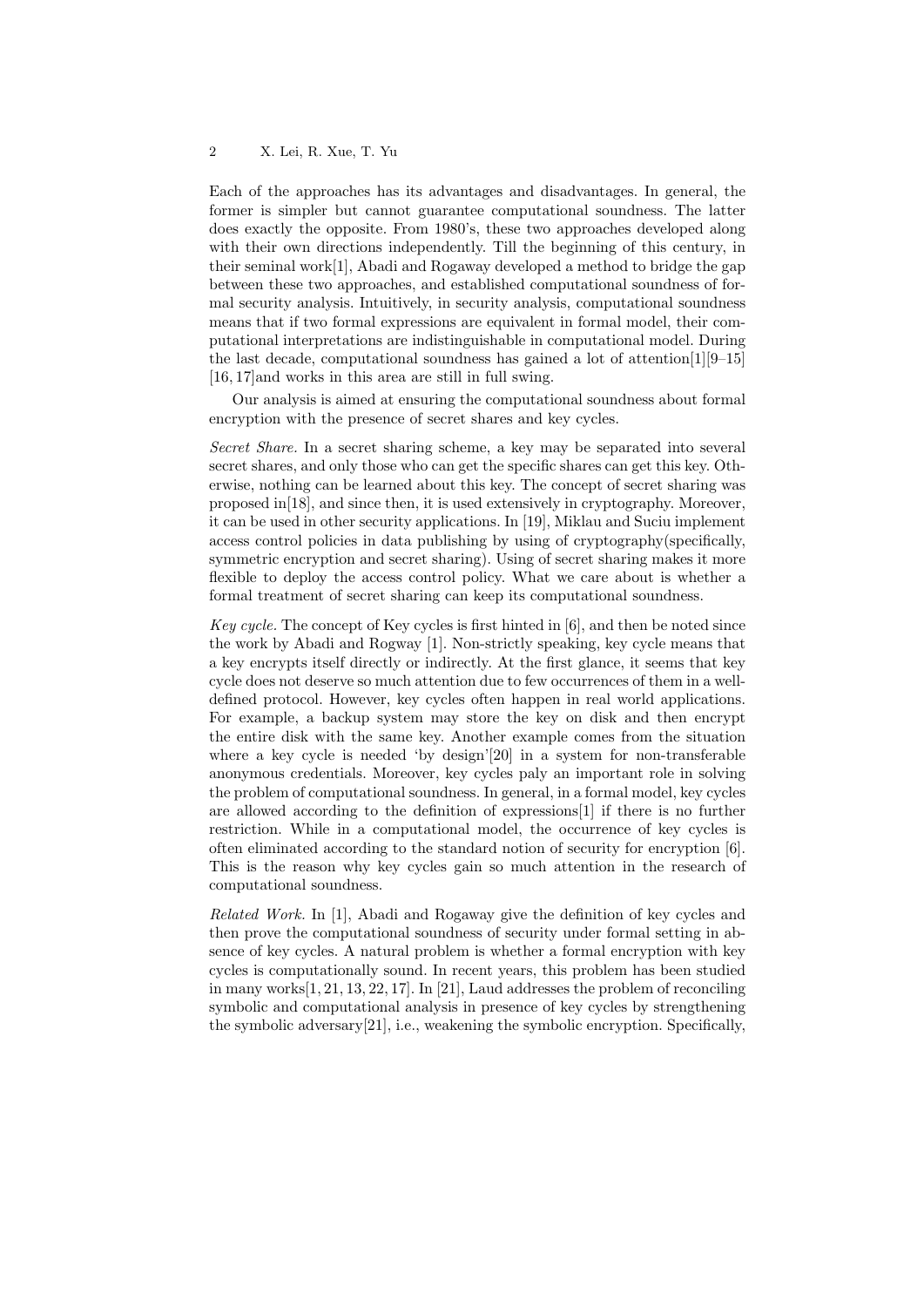Each of the approaches has its advantages and disadvantages. In general, the former is simpler but cannot guarantee computational soundness. The latter does exactly the opposite. From 1980's, these two approaches developed along with their own directions independently. Till the beginning of this century, in their seminal work[1], Abadi and Rogaway developed a method to bridge the gap between these two approaches, and established computational soundness of formal security analysis. Intuitively, in security analysis, computational soundness means that if two formal expressions are equivalent in formal model, their computational interpretations are indistinguishable in computational model. During the last decade, computational soundness has gained a lot of attention[1][9–15] [16, 17]and works in this area are still in full swing.

Our analysis is aimed at ensuring the computational soundness about formal encryption with the presence of secret shares and key cycles.

*Secret Share.* In a secret sharing scheme, a key may be separated into several secret shares, and only those who can get the specific shares can get this key. Otherwise, nothing can be learned about this key. The concept of secret sharing was proposed in[18], and since then, it is used extensively in cryptography. Moreover, it can be used in other security applications. In [19], Miklau and Suciu implement access control policies in data publishing by using of cryptography(specifically, symmetric encryption and secret sharing). Using of secret sharing makes it more flexible to deploy the access control policy. What we care about is whether a formal treatment of secret sharing can keep its computational soundness.

*Key cycle.* The concept of Key cycles is first hinted in [6], and then be noted since the work by Abadi and Rogway [1]. Non-strictly speaking, key cycle means that a key encrypts itself directly or indirectly. At the first glance, it seems that key cycle does not deserve so much attention due to few occurrences of them in a well-defined protocol. However, key cycles often happen in real world applications. For example, a backup system may store the key on disk and then encrypt the entire disk with the same key. Another example comes from the situation where a key cycle is needed 'by design'[20] in a system for non-transferable anonymous credentials. Moreover, key cycles paly an important role in solving the problem of computational soundness. In general, in a formal model, key cycles are allowed according to the definition of expressions[1] if there is no further restriction. While in a computational model, the occurrence of key cycles is often eliminated according to the standard notion of security for encryption [6]. This is the reason why key cycles gain so much attention in the research of computational soundness.

*Related Work.* In [1], Abadi and Rogaway give the definition of key cycles and then prove the computational soundness of security under formal setting in absence of key cycles. A natural problem is whether a formal encryption with key cycles is computationally sound. In recent years, this problem has been studied in many works[1, 21, 13, 22, 17]. In [21], Laud addresses the problem of reconciling symbolic and computational analysis in presence of key cycles by strengthening the symbolic adversary[21], i.e., weakening the symbolic encryption. Specifically,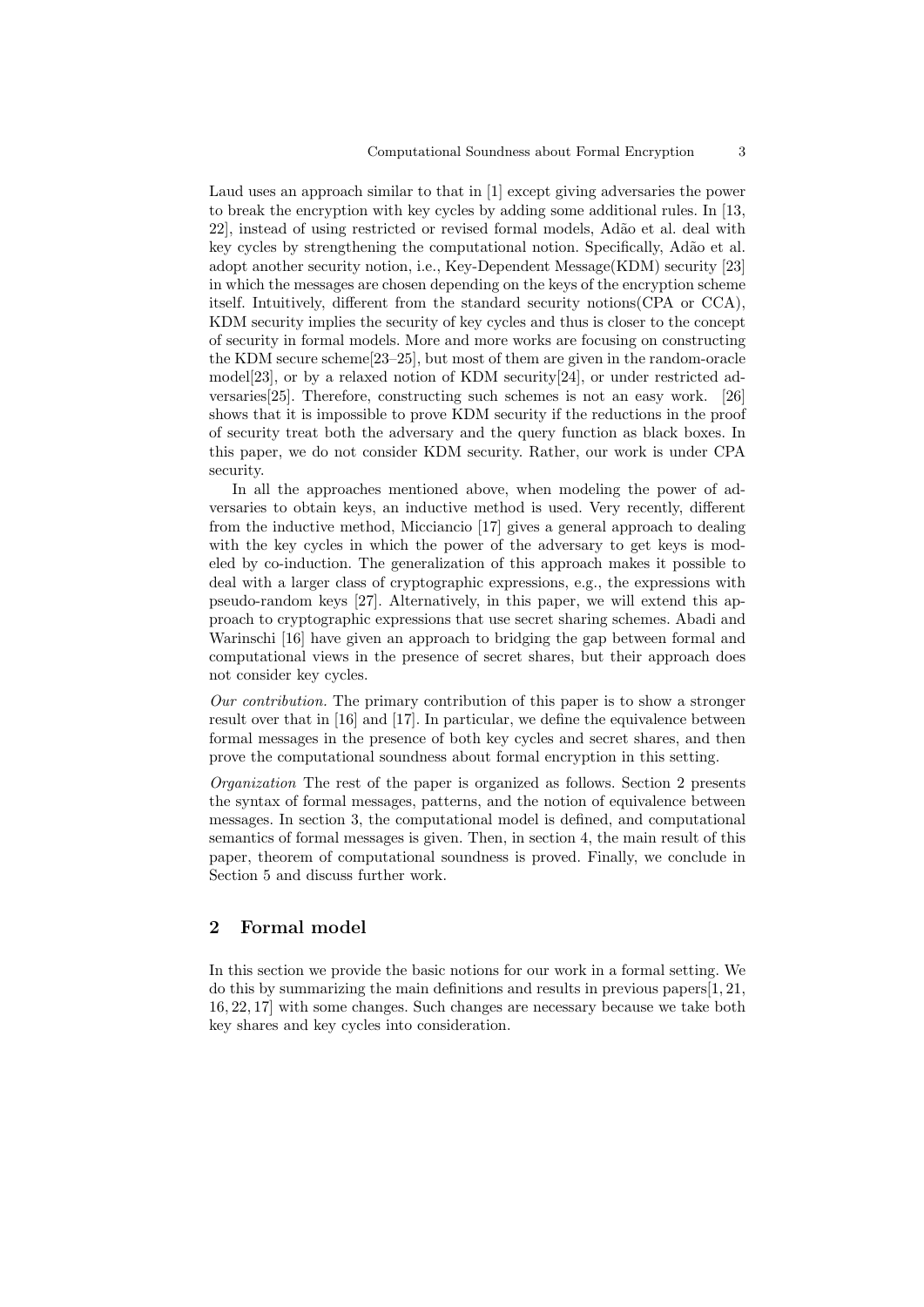Laud uses an approach similar to that in [1] except giving adversaries the power to break the encryption with key cycles by adding some additional rules. In [13, 22], instead of using restricted or revised formal models, Adão et al. deal with key cycles by strengthening the computational notion. Specifically, Adão et al. adopt another security notion, i.e., Key-Dependent Message(KDM) security [23] in which the messages are chosen depending on the keys of the encryption scheme itself. Intuitively, different from the standard security notions(CPA or CCA), KDM security implies the security of key cycles and thus is closer to the concept of security in formal models. More and more works are focusing on constructing the KDM secure scheme[23–25], but most of them are given in the random-oracle model[23], or by a relaxed notion of KDM security[24], or under restricted adversaries[25]. Therefore, constructing such schemes is not an easy work. [26] shows that it is impossible to prove KDM security if the reductions in the proof of security treat both the adversary and the query function as black boxes. In this paper, we do not consider KDM security. Rather, our work is under CPA security.

In all the approaches mentioned above, when modeling the power of adversaries to obtain keys, an inductive method is used. Very recently, different from the inductive method, Micciancio [17] gives a general approach to dealing with the key cycles in which the power of the adversary to get keys is modeled by co-induction. The generalization of this approach makes it possible to deal with a larger class of cryptographic expressions, e.g., the expressions with pseudo-random keys [27]. Alternatively, in this paper, we will extend this approach to cryptographic expressions that use secret sharing schemes. Abadi and Warinschi [16] have given an approach to bridging the gap between formal and computational views in the presence of secret shares, but their approach does not consider key cycles.

*Our contribution.* The primary contribution of this paper is to show a stronger result over that in [16] and [17]. In particular, we define the equivalence between formal messages in the presence of both key cycles and secret shares, and then prove the computational soundness about formal encryption in this setting.

*Organization* The rest of the paper is organized as follows. Section 2 presents the syntax of formal messages, patterns, and the notion of equivalence between messages. In section 3, the computational model is defined, and computational semantics of formal messages is given. Then, in section 4, the main result of this paper, theorem of computational soundness is proved. Finally, we conclude in Section 5 and discuss further work.

## 2 Formal model

In this section we provide the basic notions for our work in a formal setting. We do this by summarizing the main definitions and results in previous papers[1, 21, 16, 22, 17] with some changes. Such changes are necessary because we take both key shares and key cycles into consideration.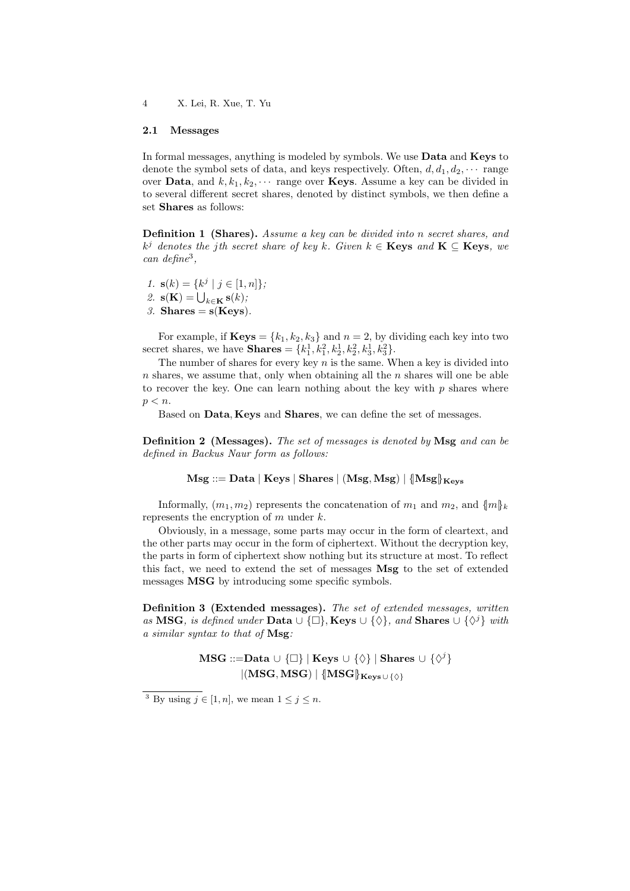### 2.1 Messages

In formal messages, anything is modeled by symbols. We use **Data** and **Keys** to denote the symbol sets of data, and keys respectively. Often, $d, d_1, d_2, \cdots$ range over **Data**, and $k, k_1, k_2, \cdots$ range over **Keys**. Assume a key can be divided in to several different secret shares, denoted by distinct symbols, we then define a set **Shares** as follows:

**Definition 1 (Shares).** *Assume a key can be divided into $n$ secret shares, and $k^j$ denotes the $j$th secret share of key $k$. Given $k \in \mathbf{Keys}$ and $\mathbf{K} \subseteq \mathbf{Keys}$, we can define*[3]*,*

1. $\mathbf{s}(k) = \{k^j \mid j \in [1, n]\}$;
2. $\mathbf{s}(\mathbf{K}) = \bigcup_{k \in \mathbf{K}} \mathbf{s}(k)$;
3. $\mathbf{Shares} = \mathbf{s}(\mathbf{Keys})$.

For example, if $\mathbf{Keys} = \{k_1, k_2, k_3\}$ and $n = 2$, by dividing each key into two secret shares, we have $\mathbf{Shares} = \{k_1^1, k_1^2, k_2^1, k_2^2, k_3^1, k_3^2\}$.

The number of shares for every key $n$ is the same. When a key is divided into $n$ shares, we assume that, only when obtaining all the $n$ shares will one be able to recover the key. One can learn nothing about the key with $p$ shares where $p < n$.

Based on **Data**, **Keys** and **Shares**, we can define the set of messages.

**Definition 2 (Messages).** *The set of messages is denoted by* **Msg** *and can be defined in Backus Naur form as follows:*

$$\mathbf{Msg} ::= \mathbf{Data} \mid \mathbf{Keys} \mid \mathbf{Shares} \mid (\mathbf{Msg}, \mathbf{Msg}) \mid \{\!|\mathbf{Msg}|\!\}_{\mathbf{Keys}}$$

Informally, $(m_1, m_2)$ represents the concatenation of $m_1$ and $m_2$, and $\{\!|m|\!\}_k$ represents the encryption of $m$ under $k$.

Obviously, in a message, some parts may occur in the form of cleartext, and the other parts may occur in the form of ciphertext. Without the decryption key, the parts in form of ciphertext show nothing but its structure at most. To reflect this fact, we need to extend the set of messages **Msg** to the set of extended messages **MSG** by introducing some specific symbols.

**Definition 3 (Extended messages).** *The set of extended messages, written as* **MSG**, *is defined under* $\mathbf{Data} \cup \{\Box\}$, $\mathbf{Keys} \cup \{\Diamond\}$, *and* $\mathbf{Shares} \cup \{\Diamond^j\}$ *with a similar syntax to that of* **Msg***:*

$$\begin{aligned}\mathbf{MSG} ::= &\mathbf{Data} \cup \{\Box\} \mid \mathbf{Keys} \cup \{\Diamond\} \mid \mathbf{Shares} \cup \{\Diamond^j\} \\ &\mid (\mathbf{MSG}, \mathbf{MSG}) \mid \{\!|\mathbf{MSG}|\!\}_{\mathbf{Keys} \cup \{\Diamond\}}\end{aligned}$$

[3] By using $j \in [1, n]$, we mean $1 \leq j \leq n$.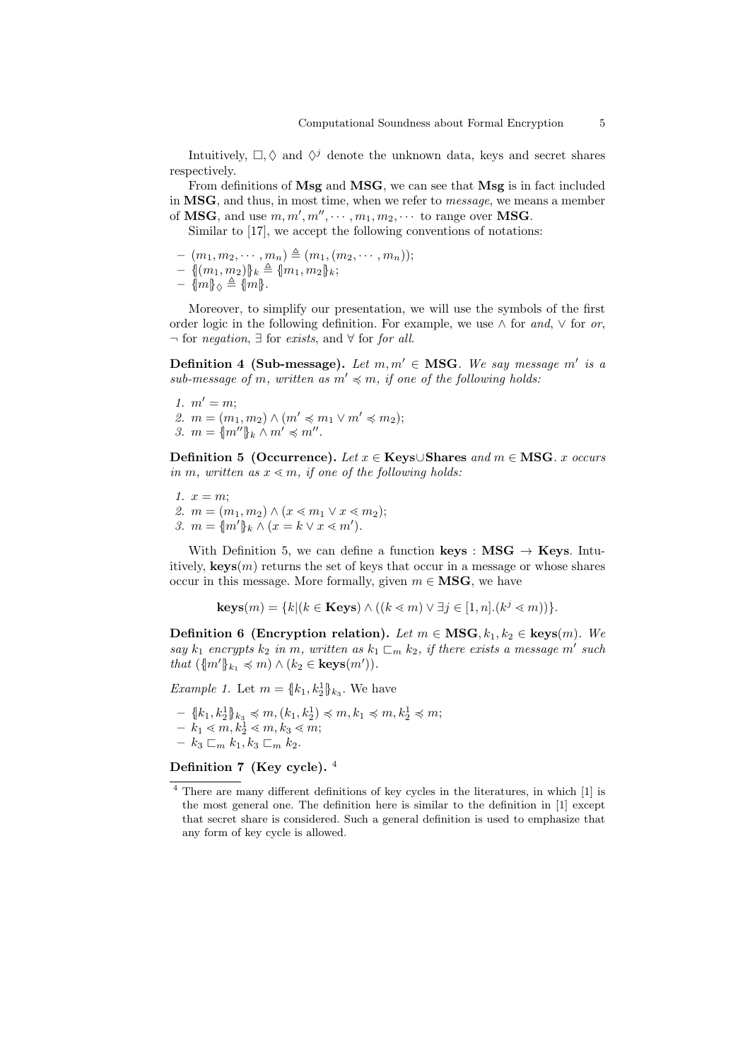Intuitively, $\Box, \Diamond$ and $\Diamond^j$ denote the unknown data, keys and secret shares respectively.

From definitions of **Msg** and **MSG**, we can see that **Msg** is in fact included in **MSG**, and thus, in most time, when we refer to *message*, we means a member of **MSG**, and use $m, m', m'', \cdots, m_1, m_2, \cdots$ to range over **MSG**.

Similar to [17], we accept the following conventions of notations:

- $(m_1, m_2, \cdots, m_n) \triangleq (m_1, (m_2, \cdots, m_n))$;
- $\{\!|(m_1, m_2)|\!\}_k \triangleq \{\!|m_1, m_2|\!\}_k$;
- $\{\!|m|\!\}_\Diamond \triangleq \{\!|m|\!\}$.

Moreover, to simplify our presentation, we will use the symbols of the first order logic in the following definition. For example, we use $\wedge$ for *and*, $\vee$ for *or*, $\neg$ for *negation*, $\exists$ for *exists*, and $\forall$ for *for all*.

**Definition 4 (Sub-message).** *Let $m, m' \in$ **MSG**. We say message $m'$ is a sub-message of $m$, written as $m' \preccurlyeq m$, if one of the following holds:*

1. $m' = m$;
2. $m = (m_1, m_2) \wedge (m' \preccurlyeq m_1 \vee m' \preccurlyeq m_2)$;
3. $m = \{\!|m''|\!\}_k \wedge m' \preccurlyeq m''$.

**Definition 5 (Occurrence).** *Let $x \in$ **Keys**$\cup$**Shares** and $m \in$ **MSG**. $x$ occurs in $m$, written as $x \lessdot m$, if one of the following holds:*

1. $x = m$;
2. $m = (m_1, m_2) \wedge (x \lessdot m_1 \vee x \lessdot m_2)$;
3. $m = \{\!|m'|\!\}_k \wedge (x = k \vee x \lessdot m')$.

With Definition 5, we can define a function **keys** : **MSG** $\rightarrow$ **Keys**. Intuitively, **keys**$(m)$ returns the set of keys that occur in a message or whose shares occur in this message. More formally, given $m \in$ **MSG**, we have

$$\mathbf{keys}(m) = \{k | (k \in \mathbf{Keys}) \wedge ((k \lessdot m) \vee \exists j \in [1, n].(k^j \lessdot m))\}.$$

**Definition 6 (Encryption relation).** *Let $m \in$ **MSG**, $k_1, k_2 \in$ **keys**$(m)$. We say $k_1$ encrypts $k_2$ in $m$, written as $k_1 \sqsubset_m k_2$, if there exists a message $m'$ such that $(\{\!|m'|\!\}_{k_1} \preccurlyeq m) \wedge (k_2 \in \mathbf{keys}(m'))$.*

*Example 1.* Let $m = \{\!|k_1, k_2^1|\!\}_{k_3}$. We have

- $\{\!|k_1, k_2^1|\!\}_{k_3} \preccurlyeq m, (k_1, k_2^1) \preccurlyeq m, k_1 \preccurlyeq m, k_2^1 \preccurlyeq m$;
- $k_1 \lessdot m, k_2^1 \lessdot m, k_3 \lessdot m$;
- $k_3 \sqsubset_m k_1, k_3 \sqsubset_m k_2$.

**Definition 7 (Key cycle).** [4]

[4] There are many different definitions of key cycles in the literatures, in which [1] is the most general one. The definition here is similar to the definition in [1] except that secret share is considered. Such a general definition is used to emphasize that any form of key cycle is allowed.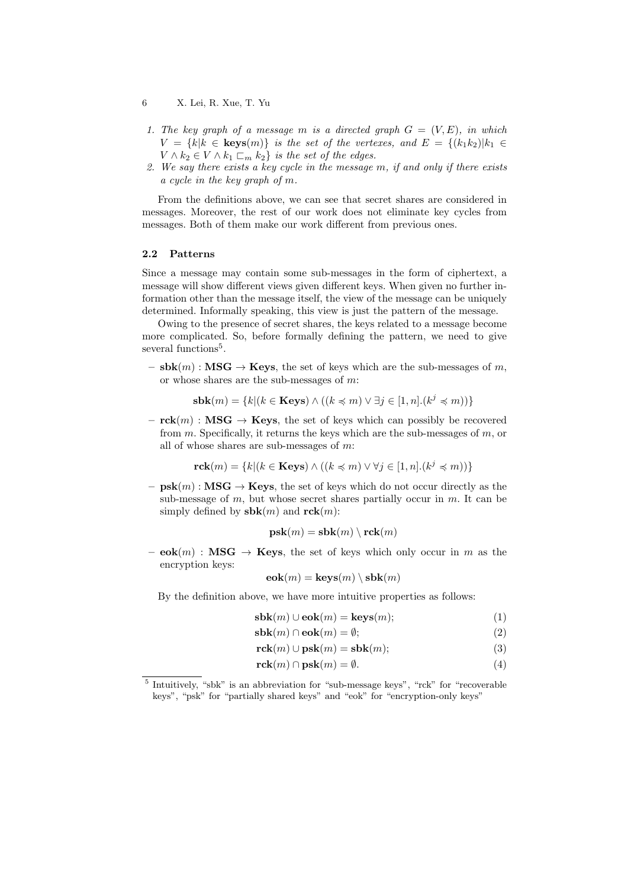1. *The key graph of a message $m$ is a directed graph $G = (V, E)$, in which $V = \{k | k \in \mathbf{keys}(m)\}$ is the set of the vertexes, and $E = \{(k_1 k_2) | k_1 \in V \wedge k_2 \in V \wedge k_1 \sqsubset_m k_2\}$ is the set of the edges.*
2. *We say there exists a key cycle in the message $m$, if and only if there exists a cycle in the key graph of $m$.*

From the definitions above, we can see that secret shares are considered in messages. Moreover, the rest of our work does not eliminate key cycles from messages. Both of them make our work different from previous ones.

### 2.2 Patterns

Since a message may contain some sub-messages in the form of ciphertext, a message will show different views given different keys. When given no further information other than the message itself, the view of the message can be uniquely determined. Informally speaking, this view is just the pattern of the message.

Owing to the presence of secret shares, the keys related to a message become more complicated. So, before formally defining the pattern, we need to give several functions[5].

- $\mathbf{sbk}(m) : \mathbf{MSG} \rightarrow \mathbf{Keys}$, the set of keys which are the sub-messages of $m$, or whose shares are the sub-messages of $m$:

$$\mathbf{sbk}(m) = \{k | (k \in \mathbf{Keys}) \wedge ((k \preccurlyeq m) \vee \exists j \in [1, n].(k^j \preccurlyeq m))\}$$

- $\mathbf{rck}(m) : \mathbf{MSG} \rightarrow \mathbf{Keys}$, the set of keys which can possibly be recovered from $m$. Specifically, it returns the keys which are the sub-messages of $m$, or all of whose shares are sub-messages of $m$:

$$\mathbf{rck}(m) = \{k | (k \in \mathbf{Keys}) \wedge ((k \preccurlyeq m) \vee \forall j \in [1, n].(k^j \preccurlyeq m))\}$$

- $\mathbf{psk}(m) : \mathbf{MSG} \rightarrow \mathbf{Keys}$, the set of keys which do not occur directly as the sub-message of $m$, but whose secret shares partially occur in $m$. It can be simply defined by $\mathbf{sbk}(m)$ and $\mathbf{rck}(m)$:

$$\mathbf{psk}(m) = \mathbf{sbk}(m) \setminus \mathbf{rck}(m)$$

- $\mathbf{eok}(m) : \mathbf{MSG} \rightarrow \mathbf{Keys}$, the set of keys which only occur in $m$ as the encryption keys:

$$\mathbf{eok}(m) = \mathbf{keys}(m) \setminus \mathbf{sbk}(m)$$

By the definition above, we have more intuitive properties as follows:

$$\mathbf{sbk}(m) \cup \mathbf{eok}(m) = \mathbf{keys}(m); \tag{1}$$

$$\mathbf{sbk}(m) \cap \mathbf{eok}(m) = \emptyset; \tag{2}$$

$$\mathbf{rck}(m) \cup \mathbf{psk}(m) = \mathbf{sbk}(m); \tag{3}$$

$$\mathbf{rck}(m) \cap \mathbf{psk}(m) = \emptyset. \tag{4}$$

[5] Intuitively, "sbk" is an abbreviation for "sub-message keys", "rck" for "recoverable keys", "psk" for "partially shared keys" and "eok" for "encryption-only keys"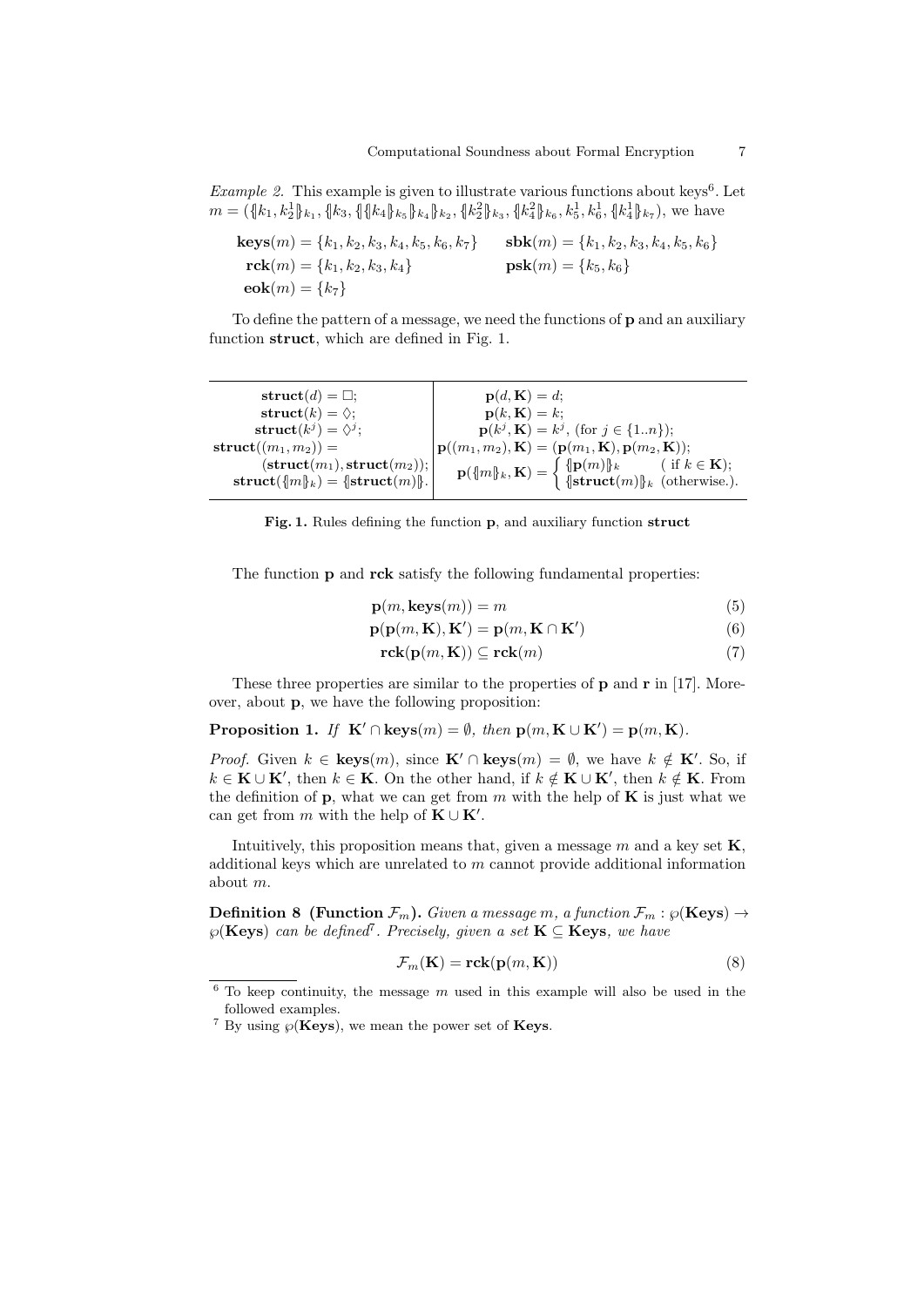*Example 2.* This example is given to illustrate various functions about keys[6]. Let $m = (\{\!|k_1, k_2^1|\!\}_{k_1}, \{\!|k_3, \{\!|\{\!|k_4|\!\}_{k_5}|\!\}_{k_4}|\!\}_{k_2}, \{\!|k_2^2|\!\}_{k_3}, \{\!|k_4^2|\!\}_{k_6}, k_5^1, k_6^1, \{\!|k_4^1|\!\}_{k_7})$, we have

$$\mathbf{keys}(m) = \{k_1, k_2, k_3, k_4, k_5, k_6, k_7\} \qquad \mathbf{sbk}(m) = \{k_1, k_2, k_3, k_4, k_5, k_6\}$$

$$\mathbf{rck}(m) = \{k_1, k_2, k_3, k_4\} \qquad \mathbf{psk}(m) = \{k_5, k_6\}$$

$$\mathbf{eok}(m) = \{k_7\}$$

To define the pattern of a message, we need the functions of $\mathbf{p}$ and an auxiliary function **struct**, which are defined in Fig. 1.

| | |
|---|---|
| $\mathbf{struct}(d) = \Box;$ | $\mathbf{p}(d, \mathbf{K}) = d;$ |
| $\mathbf{struct}(k) = \Diamond;$ | $\mathbf{p}(k, \mathbf{K}) = k;$ |
| $\mathbf{struct}(k^j) = \Diamond^j;$ | $\mathbf{p}(k^j, \mathbf{K}) = k^j$, (for $j \in \{1..n\}$); |
| $\mathbf{struct}((m_1, m_2)) = (\mathbf{struct}(m_1), \mathbf{struct}(m_2));$ | $\mathbf{p}((m_1, m_2), \mathbf{K}) = (\mathbf{p}(m_1, \mathbf{K}), \mathbf{p}(m_2, \mathbf{K}));$ |
| $\mathbf{struct}(\{\!\vert m\vert\!\}_k) = \{\!\vert\mathbf{struct}(m)\vert\!\}.$ | $\mathbf{p}(\{\!\vert m\vert\!\}_k, \mathbf{K}) = \begin{cases} \{\!\vert\mathbf{p}(m)\vert\!\}_k & (\text{ if } k \in \mathbf{K}); \\ \{\!\vert\mathbf{struct}(m)\vert\!\}_k & (\text{otherwise.}). \end{cases}$ |

**Fig. 1.** Rules defining the function $\mathbf{p}$, and auxiliary function **struct**

The function $\mathbf{p}$ and **rck** satisfy the following fundamental properties:

$$\mathbf{p}(m, \mathbf{keys}(m)) = m \tag{5}$$

$$\mathbf{p}(\mathbf{p}(m, \mathbf{K}), \mathbf{K}') = \mathbf{p}(m, \mathbf{K} \cap \mathbf{K}') \tag{6}$$

$$\mathbf{rck}(\mathbf{p}(m, \mathbf{K})) \subseteq \mathbf{rck}(m) \tag{7}$$

These three properties are similar to the properties of $\mathbf{p}$ and $\mathbf{r}$ in [17]. Moreover, about $\mathbf{p}$, we have the following proposition:

**Proposition 1.** *If* $\mathbf{K}' \cap \mathbf{keys}(m) = \emptyset$*, then* $\mathbf{p}(m, \mathbf{K} \cup \mathbf{K}') = \mathbf{p}(m, \mathbf{K})$.

*Proof.* Given $k \in \mathbf{keys}(m)$, since $\mathbf{K}' \cap \mathbf{keys}(m) = \emptyset$, we have $k \notin \mathbf{K}'$. So, if $k \in \mathbf{K} \cup \mathbf{K}'$, then $k \in \mathbf{K}$. On the other hand, if $k \notin \mathbf{K} \cup \mathbf{K}'$, then $k \notin \mathbf{K}$. From the definition of $\mathbf{p}$, what we can get from $m$ with the help of $\mathbf{K}$ is just what we can get from $m$ with the help of $\mathbf{K} \cup \mathbf{K}'$.

Intuitively, this proposition means that, given a message $m$ and a key set $\mathbf{K}$, additional keys which are unrelated to $m$ cannot provide additional information about $m$.

**Definition 8 (Function $\mathcal{F}_m$).** *Given a message $m$, a function $\mathcal{F}_m : \wp(\mathbf{Keys}) \to \wp(\mathbf{Keys})$ can be defined*[7]*. Precisely, given a set $\mathbf{K} \subseteq \mathbf{Keys}$, we have*

$$\mathcal{F}_m(\mathbf{K}) = \mathbf{rck}(\mathbf{p}(m, \mathbf{K})) \tag{8}$$

[6] To keep continuity, the message $m$ used in this example will also be used in the followed examples.

[7] By using $\wp(\mathbf{Keys})$, we mean the power set of **Keys**.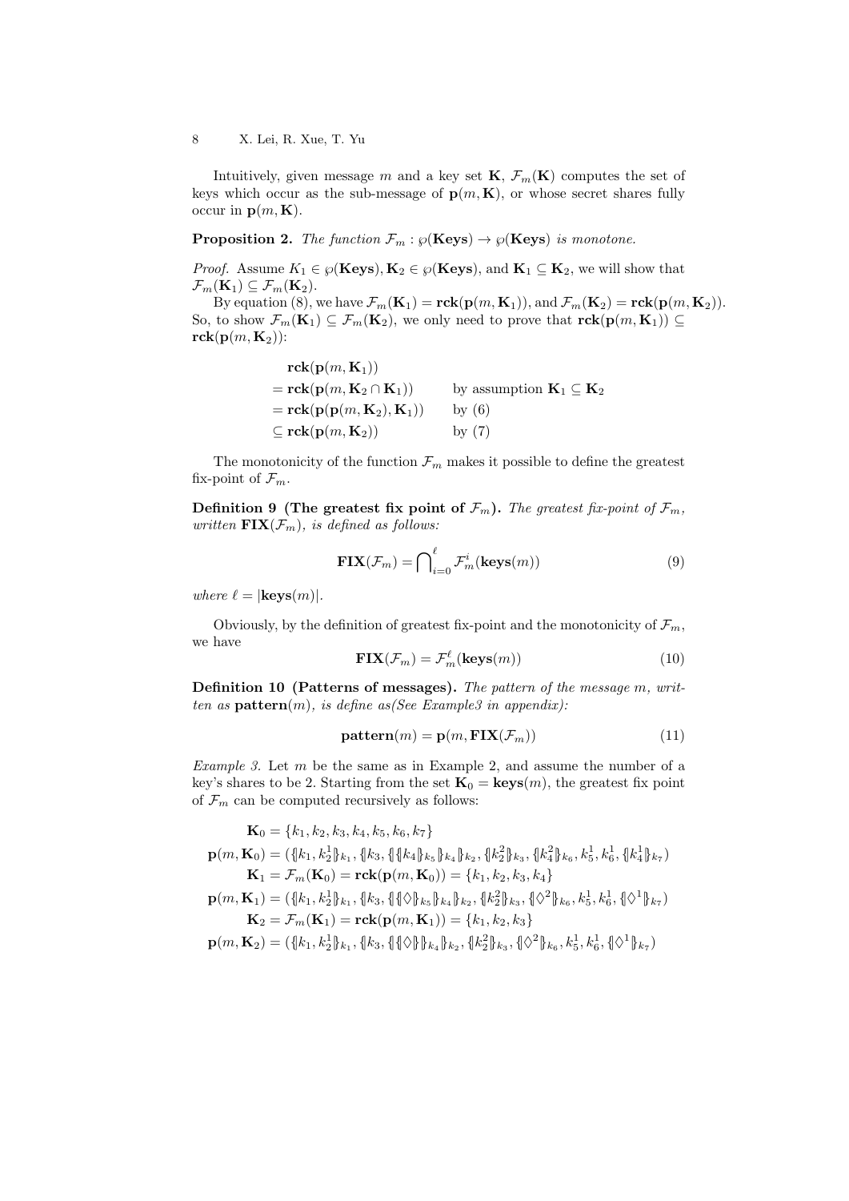Intuitively, given message $m$ and a key set $\mathbf{K}$, $\mathcal{F}_m(\mathbf{K})$ computes the set of keys which occur as the sub-message of $\mathbf{p}(m, \mathbf{K})$, or whose secret shares fully occur in $\mathbf{p}(m, \mathbf{K})$.

**Proposition 2.** *The function $\mathcal{F}_m : \wp(\mathbf{Keys}) \to \wp(\mathbf{Keys})$ is monotone.*

*Proof.* Assume $K_1 \in \wp(\mathbf{Keys}), \mathbf{K}_2 \in \wp(\mathbf{Keys})$, and $\mathbf{K}_1 \subseteq \mathbf{K}_2$, we will show that $\mathcal{F}_m(\mathbf{K}_1) \subseteq \mathcal{F}_m(\mathbf{K}_2)$.

By equation (8), we have $\mathcal{F}_m(\mathbf{K}_1) = \mathbf{rck}(\mathbf{p}(m, \mathbf{K}_1))$, and $\mathcal{F}_m(\mathbf{K}_2) = \mathbf{rck}(\mathbf{p}(m, \mathbf{K}_2))$. So, to show $\mathcal{F}_m(\mathbf{K}_1) \subseteq \mathcal{F}_m(\mathbf{K}_2)$, we only need to prove that $\mathbf{rck}(\mathbf{p}(m, \mathbf{K}_1)) \subseteq \mathbf{rck}(\mathbf{p}(m, \mathbf{K}_2))$:

$$
\begin{aligned}
&\mathbf{rck}(\mathbf{p}(m, \mathbf{K}_1)) \\
&= \mathbf{rck}(\mathbf{p}(m, \mathbf{K}_2 \cap \mathbf{K}_1)) && \text{by assumption } \mathbf{K}_1 \subseteq \mathbf{K}_2 \\
&= \mathbf{rck}(\mathbf{p}(\mathbf{p}(m, \mathbf{K}_2), \mathbf{K}_1)) && \text{by (6)} \\
&\subseteq \mathbf{rck}(\mathbf{p}(m, \mathbf{K}_2)) && \text{by (7)}
\end{aligned}
$$

The monotonicity of the function $\mathcal{F}_m$ makes it possible to define the greatest fix-point of $\mathcal{F}_m$.

**Definition 9 (The greatest fix point of $\mathcal{F}_m$).** *The greatest fix-point of $\mathcal{F}_m$, written $\mathbf{FIX}(\mathcal{F}_m)$, is defined as follows:*

$$
\mathbf{FIX}(\mathcal{F}_m) = \bigcap_{i=0}^{\ell} \mathcal{F}_m^i(\mathbf{keys}(m)) \tag{9}
$$

*where $\ell = |\mathbf{keys}(m)|$.*

Obviously, by the definition of greatest fix-point and the monotonicity of $\mathcal{F}_m$, we have

$$
\mathbf{FIX}(\mathcal{F}_m) = \mathcal{F}_m^{\ell}(\mathbf{keys}(m)) \tag{10}
$$

**Definition 10 (Patterns of messages).** *The pattern of the message $m$, written as $\mathbf{pattern}(m)$, is define as(See Example3 in appendix):*

$$
\mathbf{pattern}(m) = \mathbf{p}(m, \mathbf{FIX}(\mathcal{F}_m)) \tag{11}
$$

*Example 3.* Let $m$ be the same as in Example 2, and assume the number of a key's shares to be 2. Starting from the set $\mathbf{K}_0 = \mathbf{keys}(m)$, the greatest fix point of $\mathcal{F}_m$ can be computed recursively as follows:

$$
\begin{aligned}
\mathbf{K}_0 &= \{k_1, k_2, k_3, k_4, k_5, k_6, k_7\} \\
\mathbf{p}(m, \mathbf{K}_0) &= (\{\!|k_1, k_2^1|\!\}_{k_1}, \{\!|k_3, \{\!|\{\!|k_4|\!\}_{k_5}|\!\}_{k_4}|\!\}_{k_2}, \{\!|k_2^2|\!\}_{k_3}, \{\!|k_4^2|\!\}_{k_6}, k_5^1, k_6^1, \{\!|k_4^1|\!\}_{k_7}) \\
\mathbf{K}_1 &= \mathcal{F}_m(\mathbf{K}_0) = \mathbf{rck}(\mathbf{p}(m, \mathbf{K}_0)) = \{k_1, k_2, k_3, k_4\} \\
\mathbf{p}(m, \mathbf{K}_1) &= (\{\!|k_1, k_2^1|\!\}_{k_1}, \{\!|k_3, \{\!|\{\!|\Diamond|\!\}_{k_5}|\!\}_{k_4}|\!\}_{k_2}, \{\!|k_2^2|\!\}_{k_3}, \{\!|\Diamond^2|\!\}_{k_6}, k_5^1, k_6^1, \{\!|\Diamond^1|\!\}_{k_7}) \\
\mathbf{K}_2 &= \mathcal{F}_m(\mathbf{K}_1) = \mathbf{rck}(\mathbf{p}(m, \mathbf{K}_1)) = \{k_1, k_2, k_3\} \\
\mathbf{p}(m, \mathbf{K}_2) &= (\{\!|k_1, k_2^1|\!\}_{k_1}, \{\!|k_3, \{\!|\{\!|\Diamond|\!\}|\!\}_{k_4}|\!\}_{k_2}, \{\!|k_2^2|\!\}_{k_3}, \{\!|\Diamond^2|\!\}_{k_6}, k_5^1, k_6^1, \{\!|\Diamond^1|\!\}_{k_7})
\end{aligned}
$$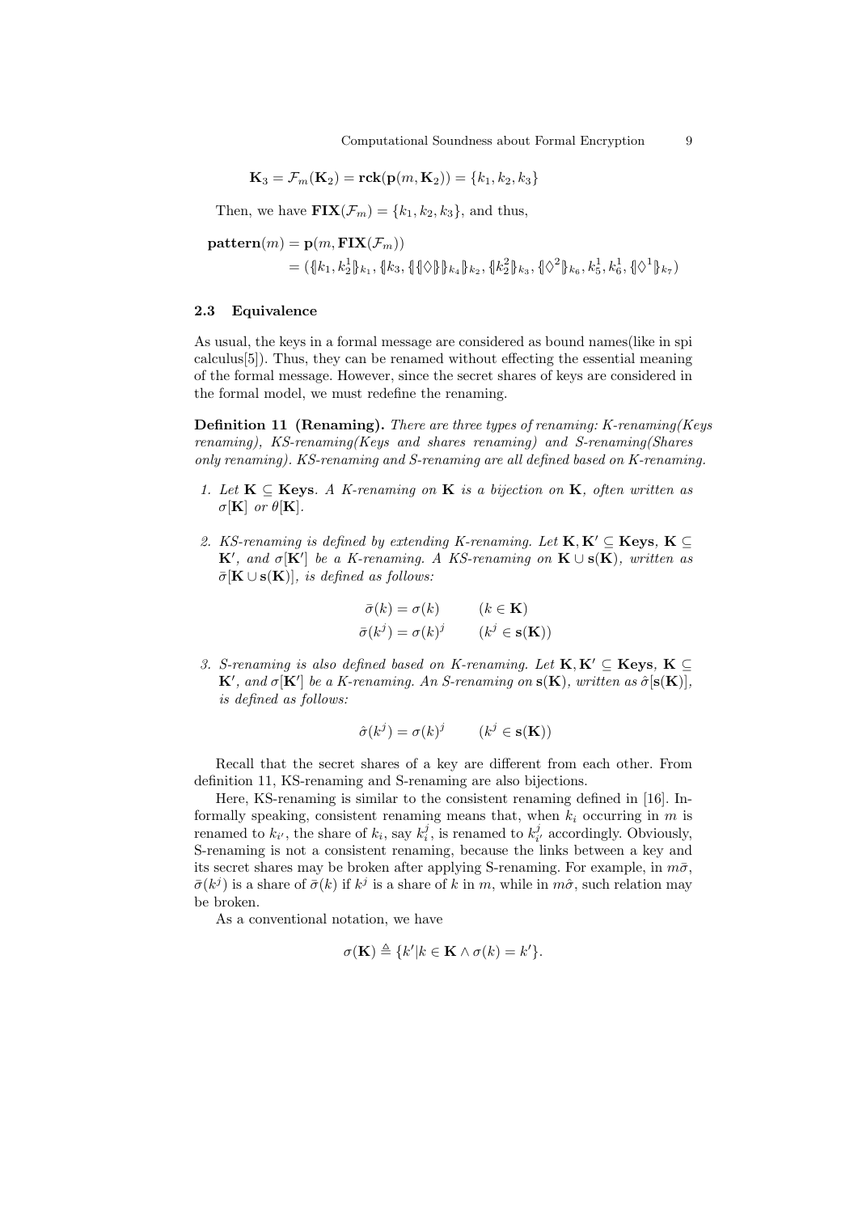$$\mathbf{K}_3 = \mathcal{F}_m(\mathbf{K}_2) = \mathbf{rck}(\mathbf{p}(m, \mathbf{K}_2)) = \{k_1, k_2, k_3\}$$

Then, we have $\mathbf{FIX}(\mathcal{F}_m) = \{k_1, k_2, k_3\}$, and thus,

$$\begin{aligned}\mathbf{pattern}(m) &= \mathbf{p}(m, \mathbf{FIX}(\mathcal{F}_m)) \\ &= (\{\!|k_1, k_2^1|\!\}_{k_1}, \{\!|k_3, \{\!|\{\!|\Diamond|\!\}|\!\}_{k_4}|\!\}_{k_2}, \{\!|k_2^2|\!\}_{k_3}, \{\!|\Diamond^2|\!\}_{k_6}, k_5^1, k_6^1, \{\!|\Diamond^1|\!\}_{k_7})\end{aligned}$$

### 2.3 Equivalence

As usual, the keys in a formal message are considered as bound names(like in spi calculus[5]). Thus, they can be renamed without effecting the essential meaning of the formal message. However, since the secret shares of keys are considered in the formal model, we must redefine the renaming.

**Definition 11 (Renaming).** *There are three types of renaming: K-renaming(Keys renaming), KS-renaming(Keys and shares renaming) and S-renaming(Shares only renaming). KS-renaming and S-renaming are all defined based on K-renaming.*

1. *Let $\mathbf{K} \subseteq \mathbf{Keys}$. A K-renaming on $\mathbf{K}$ is a bijection on $\mathbf{K}$, often written as $\sigma[\mathbf{K}]$ or $\theta[\mathbf{K}]$.*

2. *KS-renaming is defined by extending K-renaming. Let $\mathbf{K}, \mathbf{K}' \subseteq \mathbf{Keys}$, $\mathbf{K} \subseteq \mathbf{K}'$, and $\sigma[\mathbf{K}']$ be a K-renaming. A KS-renaming on $\mathbf{K} \cup \mathbf{s}(\mathbf{K})$, written as $\bar{\sigma}[\mathbf{K} \cup \mathbf{s}(\mathbf{K})]$, is defined as follows:*

$$\bar{\sigma}(k) = \sigma(k) \qquad (k \in \mathbf{K})$$
$$\bar{\sigma}(k^j) = \sigma(k)^j \qquad (k^j \in \mathbf{s}(\mathbf{K}))$$

3. *S-renaming is also defined based on K-renaming. Let $\mathbf{K}, \mathbf{K}' \subseteq \mathbf{Keys}$, $\mathbf{K} \subseteq \mathbf{K}'$, and $\sigma[\mathbf{K}']$ be a K-renaming. An S-renaming on $\mathbf{s}(\mathbf{K})$, written as $\hat{\sigma}[\mathbf{s}(\mathbf{K})]$, is defined as follows:*

$$\hat{\sigma}(k^j) = \sigma(k)^j \qquad (k^j \in \mathbf{s}(\mathbf{K}))$$

Recall that the secret shares of a key are different from each other. From definition 11, KS-renaming and S-renaming are also bijections.

Here, KS-renaming is similar to the consistent renaming defined in [16]. Informally speaking, consistent renaming means that, when $k_i$ occurring in $m$ is renamed to $k_{i'}$, the share of $k_i$, say $k_i^j$, is renamed to $k_{i'}^j$ accordingly. Obviously, S-renaming is not a consistent renaming, because the links between a key and its secret shares may be broken after applying S-renaming. For example, in $m\bar{\sigma}$, $\bar{\sigma}(k^j)$ is a share of $\bar{\sigma}(k)$ if $k^j$ is a share of $k$ in $m$, while in $m\hat{\sigma}$, such relation may be broken.

As a conventional notation, we have

$$\sigma(\mathbf{K}) \triangleq \{k' | k \in \mathbf{K} \wedge \sigma(k) = k'\}.$$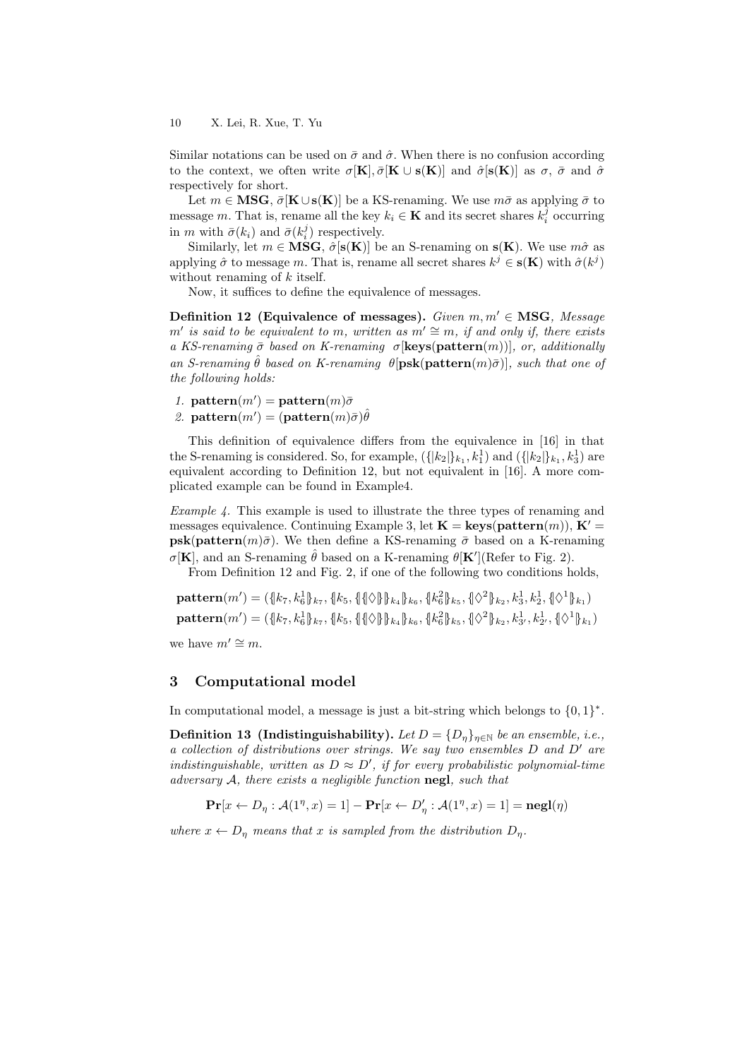Similar notations can be used on $\bar{\sigma}$ and $\hat{\sigma}$. When there is no confusion according to the context, we often write $\sigma[\mathbf{K}], \bar{\sigma}[\mathbf{K} \cup \mathbf{s}(\mathbf{K})]$ and $\hat{\sigma}[\mathbf{s}(\mathbf{K})]$ as $\sigma$, $\bar{\sigma}$ and $\hat{\sigma}$ respectively for short.

Let $m \in \mathbf{MSG}$, $\bar{\sigma}[\mathbf{K} \cup \mathbf{s}(\mathbf{K})]$ be a KS-renaming. We use $m\bar{\sigma}$ as applying $\bar{\sigma}$ to message $m$. That is, rename all the key $k_i \in \mathbf{K}$ and its secret shares $k_i^j$ occurring in $m$ with $\bar{\sigma}(k_i)$ and $\bar{\sigma}(k_i^j)$ respectively.

Similarly, let $m \in \mathbf{MSG}$, $\hat{\sigma}[\mathbf{s}(\mathbf{K})]$ be an S-renaming on $\mathbf{s}(\mathbf{K})$. We use $m\hat{\sigma}$ as applying $\hat{\sigma}$ to message $m$. That is, rename all secret shares $k^j \in \mathbf{s}(\mathbf{K})$ with $\hat{\sigma}(k^j)$ without renaming of $k$ itself.

Now, it suffices to define the equivalence of messages.

**Definition 12 (Equivalence of messages).** *Given $m, m' \in \mathbf{MSG}$, Message $m'$ is said to be equivalent to $m$, written as $m' \cong m$, if and only if, there exists a KS-renaming $\bar{\sigma}$ based on K-renaming $\sigma[\mathbf{keys}(\mathbf{pattern}(m))]$, or, additionally an S-renaming $\hat{\theta}$ based on K-renaming $\theta[\mathbf{psk}(\mathbf{pattern}(m)\bar{\sigma})]$, such that one of the following holds:*

1. $\mathbf{pattern}(m') = \mathbf{pattern}(m)\bar{\sigma}$
2. $\mathbf{pattern}(m') = (\mathbf{pattern}(m)\bar{\sigma})\hat{\theta}$

This definition of equivalence differs from the equivalence in [16] in that the S-renaming is considered. So, for example, $(\{|k_2|\}_{k_1}, k_1^1)$ and $(\{|k_2|\}_{k_1}, k_3^1)$ are equivalent according to Definition 12, but not equivalent in [16]. A more complicated example can be found in Example4.

*Example 4.* This example is used to illustrate the three types of renaming and messages equivalence. Continuing Example 3, let $\mathbf{K} = \mathbf{keys}(\mathbf{pattern}(m))$, $\mathbf{K}' = \mathbf{psk}(\mathbf{pattern}(m)\bar{\sigma})$. We then define a KS-renaming $\bar{\sigma}$ based on a K-renaming $\sigma[\mathbf{K}]$, and an S-renaming $\hat{\theta}$ based on a K-renaming $\theta[\mathbf{K}']$(Refer to Fig. 2).

From Definition 12 and Fig. 2, if one of the following two conditions holds,

$$\mathbf{pattern}(m') = (\{\!|k_7, k_6^1|\!\}_{k_7}, \{\!|k_5, \{\!|\{\!|\Diamond|\!\}|\!\}_{k_4}|\!\}_{k_6}, \{\!|k_6^2|\!\}_{k_5}, \{\!|\Diamond^2|\!\}_{k_2}, k_3^1, k_2^1, \{\!|\Diamond^1|\!\}_{k_1})$$
$$\mathbf{pattern}(m') = (\{\!|k_7, k_6^1|\!\}_{k_7}, \{\!|k_5, \{\!|\{\!|\Diamond|\!\}|\!\}_{k_4}|\!\}_{k_6}, \{\!|k_6^2|\!\}_{k_5}, \{\!|\Diamond^2|\!\}_{k_2}, k_{3'}^1, k_{2'}^1, \{\!|\Diamond^1|\!\}_{k_1})$$

we have $m' \cong m$.

## 3 Computational model

In computational model, a message is just a bit-string which belongs to $\{0, 1\}^*$.

**Definition 13 (Indistinguishability).** *Let $D = \{D_\eta\}_{\eta \in \mathbb{N}}$ be an ensemble, i.e., a collection of distributions over strings. We say two ensembles $D$ and $D'$ are indistinguishable, written as $D \approx D'$, if for every probabilistic polynomial-time adversary $\mathcal{A}$, there exists a negligible function* **negl**, *such that*

$$\mathbf{Pr}[x \leftarrow D_\eta : \mathcal{A}(1^\eta, x) = 1] - \mathbf{Pr}[x \leftarrow D'_\eta : \mathcal{A}(1^\eta, x) = 1] = \mathbf{negl}(\eta)$$

*where $x \leftarrow D_\eta$ means that $x$ is sampled from the distribution $D_\eta$.*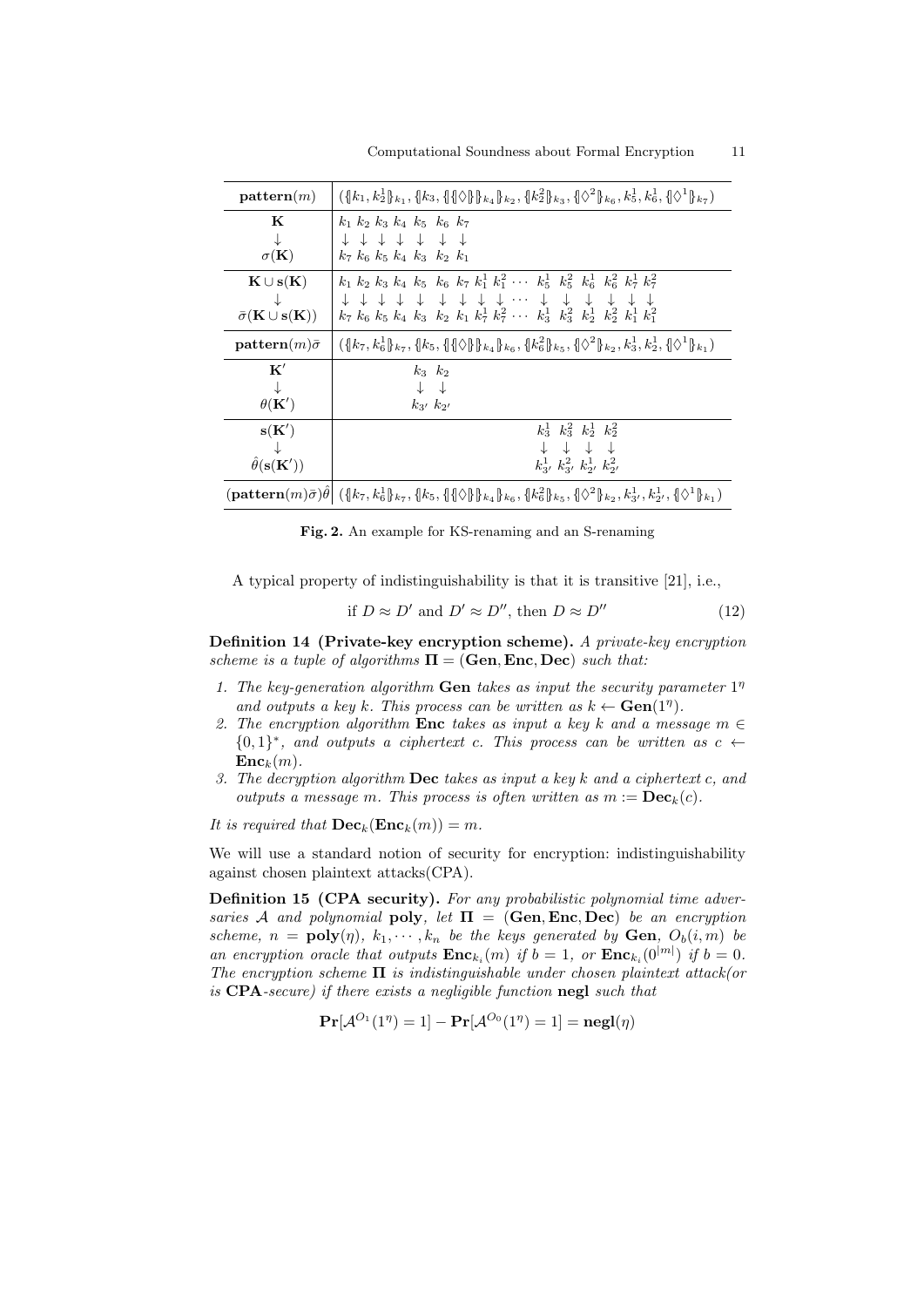| $\mathbf{pattern}(m)$ | $(\{\!\|k_1, k_2^1\|\!\}_{k_1}, \{\!\|k_3, \{\!\|\{\!\|\Diamond\|\!\}\|\!\}_{k_4}\|\!\}_{k_2}, \{\!\|k_2^2\|\!\}_{k_3}, \{\!\|\Diamond^2\|\!\}_{k_6}, k_5^1, k_6^1, \{\!\|\Diamond^1\|\!\}_{k_7})$ |
|---|---|
| $\mathbf{K}$ <br> $\downarrow$ <br> $\sigma(\mathbf{K})$ | $k_1\ k_2\ k_3\ k_4\ k_5\ k_6\ k_7$ <br> $\downarrow\ \downarrow\ \downarrow\ \downarrow\ \downarrow\ \downarrow\ \downarrow$ <br> $k_7\ k_6\ k_5\ k_4\ k_3\ k_2\ k_1$ |
| $\mathbf{K} \cup \mathbf{s}(\mathbf{K})$ <br> $\downarrow$ <br> $\bar{\sigma}(\mathbf{K} \cup \mathbf{s}(\mathbf{K}))$ | $k_1\ k_2\ k_3\ k_4\ k_5\ k_6\ k_7\ k_1^1\ k_1^2\ \cdots\ k_5^1\ k_5^2\ k_6^1\ k_6^2\ k_7^1\ k_7^2$ <br> $\downarrow\ \downarrow\ \downarrow\ \downarrow\ \downarrow\ \downarrow\ \downarrow\ \downarrow\ \downarrow\ \cdots\ \downarrow\ \downarrow\ \downarrow\ \downarrow\ \downarrow\ \downarrow$ <br> $k_7\ k_6\ k_5\ k_4\ k_3\ k_2\ k_1\ k_7^1\ k_7^2\ \cdots\ k_3^1\ k_3^2\ k_2^1\ k_2^2\ k_1^1\ k_1^2$ |
| $\mathbf{pattern}(m)\bar{\sigma}$ | $(\{\!\|k_7, k_6^1\|\!\}_{k_7}, \{\!\|k_5, \{\!\|\{\!\|\Diamond\|\!\}\|\!\}_{k_4}\|\!\}_{k_6}, \{\!\|k_6^2\|\!\}_{k_5}, \{\!\|\Diamond^2\|\!\}_{k_2}, k_3^1, k_2^1, \{\!\|\Diamond^1\|\!\}_{k_1})$ |
| $\mathbf{K}'$ <br> $\downarrow$ <br> $\theta(\mathbf{K}')$ | $k_3\ k_2$ <br> $\downarrow\ \downarrow$ <br> $k_{3'}\ k_{2'}$ |
| $\mathbf{s}(\mathbf{K}')$ <br> $\downarrow$ <br> $\hat{\theta}(\mathbf{s}(\mathbf{K}'))$ | $k_3^1\ k_3^2\ k_2^1\ k_2^2$ <br> $\downarrow\ \downarrow\ \downarrow\ \downarrow$ <br> $k_{3'}^1\ k_{3'}^2\ k_{2'}^1\ k_{2'}^2$ |
| $(\mathbf{pattern}(m)\bar{\sigma})\hat{\theta}$ | $(\{\!\|k_7, k_6^1\|\!\}_{k_7}, \{\!\|k_5, \{\!\|\{\!\|\Diamond\|\!\}\|\!\}_{k_4}\|\!\}_{k_6}, \{\!\|k_6^2\|\!\}_{k_5}, \{\!\|\Diamond^2\|\!\}_{k_2}, k_{3'}^1, k_{2'}^1, \{\!\|\Diamond^1\|\!\}_{k_1})$ |

**Fig. 2.** An example for KS-renaming and an S-renaming

A typical property of indistinguishability is that it is transitive [21], i.e.,

$$\text{if } D \approx D' \text{ and } D' \approx D'', \text{ then } D \approx D'' \tag{12}$$

**Definition 14 (Private-key encryption scheme).** *A private-key encryption scheme is a tuple of algorithms $\mathbf{\Pi} = (\mathbf{Gen}, \mathbf{Enc}, \mathbf{Dec})$ such that:*

1. *The key-generation algorithm* **Gen** *takes as input the security parameter $1^\eta$ and outputs a key $k$. This process can be written as $k \leftarrow \mathbf{Gen}(1^\eta)$.*
2. *The encryption algorithm* **Enc** *takes as input a key $k$ and a message $m \in \{0,1\}^*$, and outputs a ciphertext $c$. This process can be written as $c \leftarrow \mathbf{Enc}_k(m)$.*
3. *The decryption algorithm* **Dec** *takes as input a key $k$ and a ciphertext $c$, and outputs a message $m$. This process is often written as $m := \mathbf{Dec}_k(c)$.*

*It is required that $\mathbf{Dec}_k(\mathbf{Enc}_k(m)) = m$.*

We will use a standard notion of security for encryption: indistinguishability against chosen plaintext attacks(CPA).

**Definition 15 (CPA security).** *For any probabilistic polynomial time adversaries $\mathcal{A}$ and polynomial* **poly***, let $\mathbf{\Pi} = (\mathbf{Gen}, \mathbf{Enc}, \mathbf{Dec})$ be an encryption scheme, $n = \mathbf{poly}(\eta)$, $k_1, \cdots, k_n$ be the keys generated by* **Gen***, $O_b(i, m)$ be an encryption oracle that outputs $\mathbf{Enc}_{k_i}(m)$ if $b = 1$, or $\mathbf{Enc}_{k_i}(0^{|m|})$ if $b = 0$. The encryption scheme $\mathbf{\Pi}$ is indistinguishable under chosen plaintext attack(or is* **CPA***-secure) if there exists a negligible function* **negl** *such that*

$$\mathbf{Pr}[\mathcal{A}^{O_1}(1^\eta) = 1] - \mathbf{Pr}[\mathcal{A}^{O_0}(1^\eta) = 1] = \mathbf{negl}(\eta)$$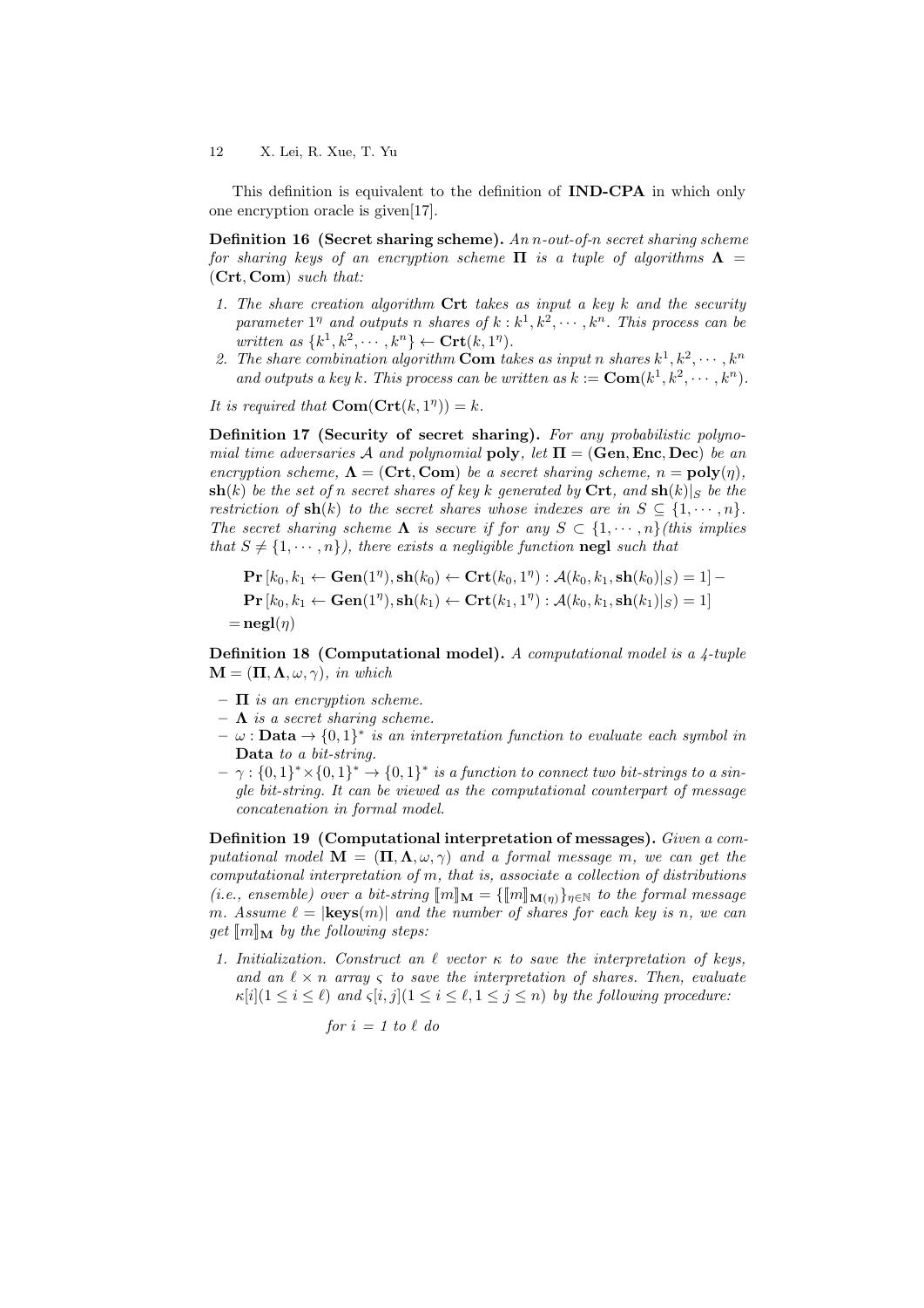This definition is equivalent to the definition of **IND-CPA** in which only one encryption oracle is given[17].

**Definition 16 (Secret sharing scheme).** *An $n$-out-of-$n$ secret sharing scheme for sharing keys of an encryption scheme $\mathbf{\Pi}$ is a tuple of algorithms $\mathbf{\Lambda} = (\mathbf{Crt}, \mathbf{Com})$ such that:*

1. *The share creation algorithm $\mathbf{Crt}$ takes as input a key $k$ and the security parameter $1^\eta$ and outputs $n$ shares of $k : k^1, k^2, \cdots, k^n$. This process can be written as $\{k^1, k^2, \cdots, k^n\} \leftarrow \mathbf{Crt}(k, 1^\eta)$.*
2. *The share combination algorithm $\mathbf{Com}$ takes as input $n$ shares $k^1, k^2, \cdots, k^n$ and outputs a key $k$. This process can be written as $k := \mathbf{Com}(k^1, k^2, \cdots, k^n)$.*

*It is required that $\mathbf{Com}(\mathbf{Crt}(k, 1^\eta)) = k$.*

**Definition 17 (Security of secret sharing).** *For any probabilistic polynomial time adversaries $\mathcal{A}$ and polynomial $\mathbf{poly}$, let $\mathbf{\Pi} = (\mathbf{Gen}, \mathbf{Enc}, \mathbf{Dec})$ be an encryption scheme, $\mathbf{\Lambda} = (\mathbf{Crt}, \mathbf{Com})$ be a secret sharing scheme, $n = \mathbf{poly}(\eta)$, $\mathbf{sh}(k)$ be the set of $n$ secret shares of key $k$ generated by $\mathbf{Crt}$, and $\mathbf{sh}(k)|_S$ be the restriction of $\mathbf{sh}(k)$ to the secret shares whose indexes are in $S \subseteq \{1, \cdots, n\}$. The secret sharing scheme $\mathbf{\Lambda}$ is secure if for any $S \subset \{1, \cdots, n\}$(this implies that $S \neq \{1, \cdots, n\}$), there exists a negligible function $\mathbf{negl}$ such that*

$$
\begin{aligned}
&\mathbf{Pr}\left[k_0, k_1 \leftarrow \mathbf{Gen}(1^\eta), \mathbf{sh}(k_0) \leftarrow \mathbf{Crt}(k_0, 1^\eta) : \mathcal{A}(k_0, k_1, \mathbf{sh}(k_0)|_S) = 1\right] - \\
&\mathbf{Pr}\left[k_0, k_1 \leftarrow \mathbf{Gen}(1^\eta), \mathbf{sh}(k_1) \leftarrow \mathbf{Crt}(k_1, 1^\eta) : \mathcal{A}(k_0, k_1, \mathbf{sh}(k_1)|_S) = 1\right] \\
= &\,\mathbf{negl}(\eta)
\end{aligned}
$$

**Definition 18 (Computational model).** *A computational model is a 4-tuple $\mathbf{M} = (\mathbf{\Pi}, \mathbf{\Lambda}, \omega, \gamma)$, in which*

- *$\mathbf{\Pi}$ is an encryption scheme.*
- *$\mathbf{\Lambda}$ is a secret sharing scheme.*
- *$\omega : \mathbf{Data} \to \{0,1\}^*$ is an interpretation function to evaluate each symbol in $\mathbf{Data}$ to a bit-string.*
- *$\gamma : \{0,1\}^* \times \{0,1\}^* \to \{0,1\}^*$ is a function to connect two bit-strings to a single bit-string. It can be viewed as the computational counterpart of message concatenation in formal model.*

**Definition 19 (Computational interpretation of messages).** *Given a computational model $\mathbf{M} = (\mathbf{\Pi}, \mathbf{\Lambda}, \omega, \gamma)$ and a formal message $m$, we can get the computational interpretation of $m$, that is, associate a collection of distributions (i.e., ensemble) over a bit-string $[\![m]\!]_{\mathbf{M}} = \{[\![m]\!]_{\mathbf{M}(\eta)}\}_{\eta \in \mathbb{N}}$ to the formal message $m$. Assume $\ell = |\mathbf{keys}(m)|$ and the number of shares for each key is $n$, we can get $[\![m]\!]_{\mathbf{M}}$ by the following steps:*

1. *Initialization. Construct an $\ell$ vector $\kappa$ to save the interpretation of keys, and an $\ell \times n$ array $\varsigma$ to save the interpretation of shares. Then, evaluate $\kappa[i] (1 \leq i \leq \ell)$ and $\varsigma[i, j] (1 \leq i \leq \ell, 1 \leq j \leq n)$ by the following procedure:*

   *for i = 1 to $\ell$ do*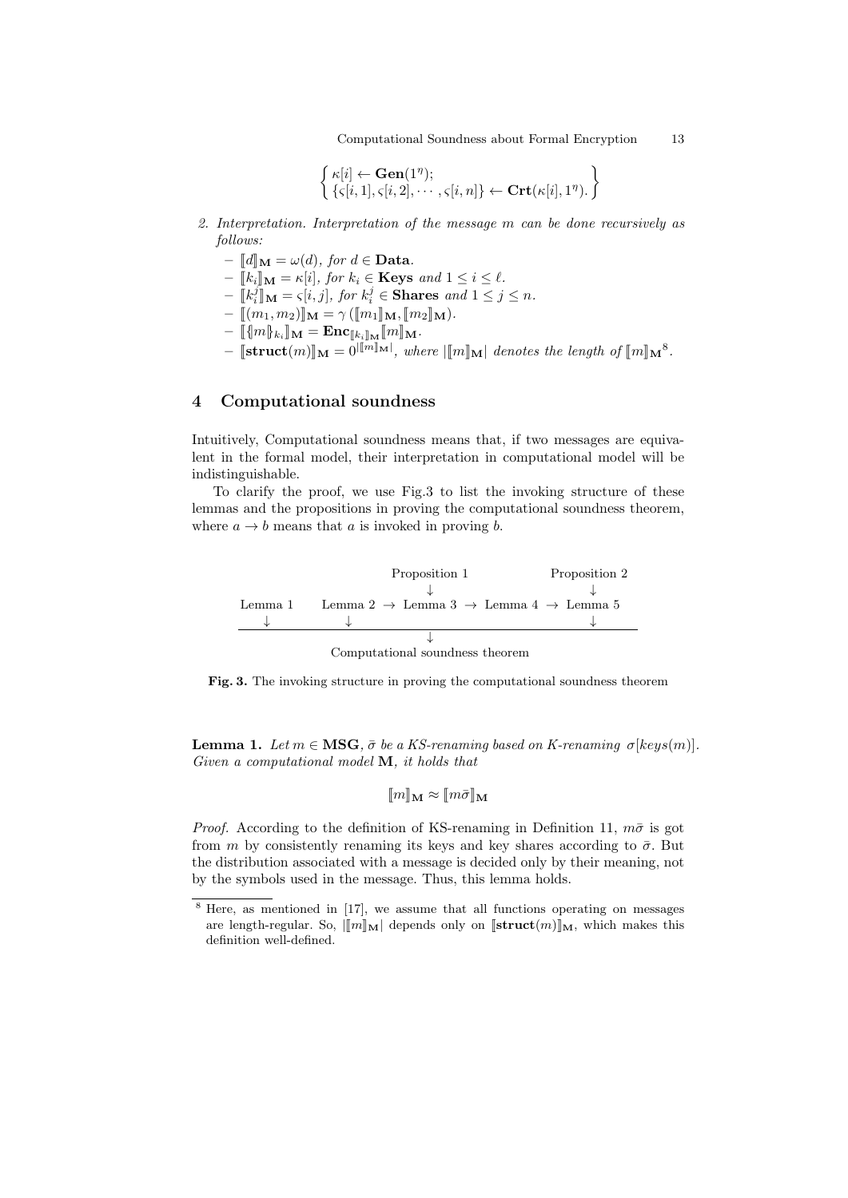$$\left\{ \begin{array}{l} \kappa[i] \leftarrow \mathbf{Gen}(1^\eta); \\ \{\varsigma[i,1], \varsigma[i,2], \cdots, \varsigma[i,n]\} \leftarrow \mathbf{Crt}(\kappa[i], 1^\eta). \end{array} \right\}$$

2. *Interpretation. Interpretation of the message $m$ can be done recursively as follows:*
   - $[\![d]\!]_{\mathbf{M}} = \omega(d)$*, for* $d \in \mathbf{Data}$.
   - $[\![k_i]\!]_{\mathbf{M}} = \kappa[i]$*, for* $k_i \in \mathbf{Keys}$ *and* $1 \leq i \leq \ell$.
   - $[\![k_i^j]\!]_{\mathbf{M}} = \varsigma[i,j]$*, for* $k_i^j \in \mathbf{Shares}$ *and* $1 \leq j \leq n$.
   - $[\![(m_1, m_2)]\!]_{\mathbf{M}} = \gamma\left([\![m_1]\!]_{\mathbf{M}}, [\![m_2]\!]_{\mathbf{M}}\right)$.
   - $[\![\{\!|m|\!\}_{k_i}]\!]_{\mathbf{M}} = \mathbf{Enc}_{[\![k_i]\!]_{\mathbf{M}}}[\![m]\!]_{\mathbf{M}}$.
   - $[\![\mathbf{struct}(m)]\!]_{\mathbf{M}} = 0^{|[\![m]\!]_{\mathbf{M}}|}$*, where* $|[\![m]\!]_{\mathbf{M}}|$ *denotes the length of* $[\![m]\!]_{\mathbf{M}}$[8].

## 4 Computational soundness

Intuitively, Computational soundness means that, if two messages are equivalent in the formal model, their interpretation in computational model will be indistinguishable.

To clarify the proof, we use Fig.3 to list the invoking structure of these lemmas and the propositions in proving the computational soundness theorem, where $a \rightarrow b$ means that $a$ is invoked in proving $b$.

```
                         Proposition 1                 Proposition 2
                               ↓                             ↓
Lemma 1     Lemma 2  →  Lemma 3  →  Lemma 4  →  Lemma 5
   ↓            ↓                                            ↓
─────────────────────────────────────────────────────────────
                               ↓
                 Computational soundness theorem
```

**Fig. 3.** The invoking structure in proving the computational soundness theorem

**Lemma 1.** *Let* $m \in \mathbf{MSG}$*,* $\bar{\sigma}$ *be a KS-renaming based on K-renaming* $\sigma[keys(m)]$*. Given a computational model* $\mathbf{M}$*, it holds that*

$$[\![m]\!]_{\mathbf{M}} \approx [\![m\bar{\sigma}]\!]_{\mathbf{M}}$$

*Proof.* According to the definition of KS-renaming in Definition 11, $m\bar{\sigma}$ is got from $m$ by consistently renaming its keys and key shares according to $\bar{\sigma}$. But the distribution associated with a message is decided only by their meaning, not by the symbols used in the message. Thus, this lemma holds.

[8] Here, as mentioned in [17], we assume that all functions operating on messages are length-regular. So, $|[\![m]\!]_{\mathbf{M}}|$ depends only on $[\![\mathbf{struct}(m)]\!]_{\mathbf{M}}$, which makes this definition well-defined.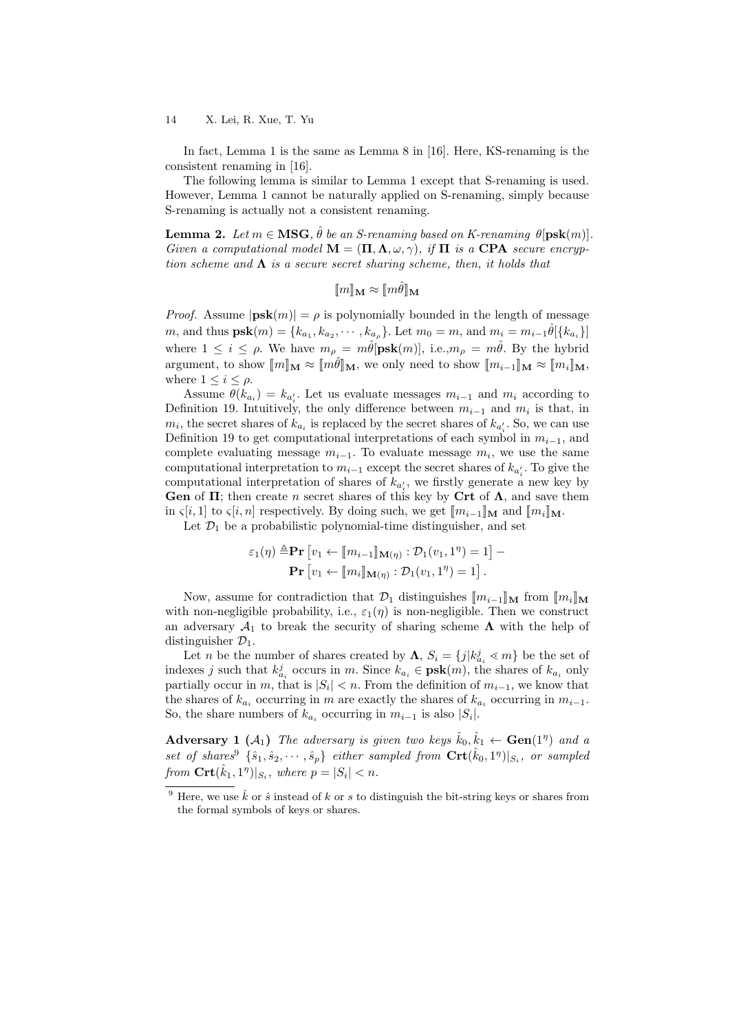In fact, Lemma 1 is the same as Lemma 8 in [16]. Here, KS-renaming is the consistent renaming in [16].

The following lemma is similar to Lemma 1 except that S-renaming is used. However, Lemma 1 cannot be naturally applied on S-renaming, simply because S-renaming is actually not a consistent renaming.

**Lemma 2.** *Let $m \in \mathbf{MSG}$, $\hat{\theta}$ be an S-renaming based on K-renaming $\theta[\mathbf{psk}(m)]$. Given a computational model $\mathbf{M} = (\mathbf{\Pi}, \mathbf{\Lambda}, \omega, \gamma)$, if $\mathbf{\Pi}$ is a* **CPA** *secure encryption scheme and $\mathbf{\Lambda}$ is a secure secret sharing scheme, then, it holds that*

$$[\![m]\!]_{\mathbf{M}} \approx [\![m\hat{\theta}]\!]_{\mathbf{M}}$$

*Proof.* Assume $|\mathbf{psk}(m)| = \rho$ is polynomially bounded in the length of message $m$, and thus $\mathbf{psk}(m) = \{k_{a_1}, k_{a_2}, \cdots, k_{a_\rho}\}$. Let $m_0 = m$, and $m_i = m_{i-1}\hat{\theta}[\{k_{a_i}\}]$ where $1 \leq i \leq \rho$. We have $m_\rho = m\hat{\theta}[\mathbf{psk}(m)]$, i.e.,$m_\rho = m\hat{\theta}$. By the hybrid argument, to show $[\![m]\!]_{\mathbf{M}} \approx [\![m\hat{\theta}]\!]_{\mathbf{M}}$, we only need to show $[\![m_{i-1}]\!]_{\mathbf{M}} \approx [\![m_i]\!]_{\mathbf{M}}$, where $1 \leq i \leq \rho$.

Assume $\theta(k_{a_i}) = k_{a'_i}$. Let us evaluate messages $m_{i-1}$ and $m_i$ according to Definition 19. Intuitively, the only difference between $m_{i-1}$ and $m_i$ is that, in $m_i$, the secret shares of $k_{a_i}$ is replaced by the secret shares of $k_{a'_i}$. So, we can use Definition 19 to get computational interpretations of each symbol in $m_{i-1}$, and complete evaluating message $m_{i-1}$. To evaluate message $m_i$, we use the same computational interpretation to $m_{i-1}$ except the secret shares of $k_{a'_i}$. To give the computational interpretation of shares of $k_{a'_i}$, we firstly generate a new key by **Gen** of $\mathbf{\Pi}$; then create $n$ secret shares of this key by **Crt** of $\mathbf{\Lambda}$, and save them in $\varsigma[i, 1]$ to $\varsigma[i, n]$ respectively. By doing such, we get $[\![m_{i-1}]\!]_{\mathbf{M}}$ and $[\![m_i]\!]_{\mathbf{M}}$.

Let $\mathcal{D}_1$ be a probabilistic polynomial-time distinguisher, and set

$$\varepsilon_1(\eta) \triangleq \mathbf{Pr}\left[v_1 \leftarrow [\![m_{i-1}]\!]_{\mathbf{M}(\eta)} : \mathcal{D}_1(v_1, 1^\eta) = 1\right] - \mathbf{Pr}\left[v_1 \leftarrow [\![m_i]\!]_{\mathbf{M}(\eta)} : \mathcal{D}_1(v_1, 1^\eta) = 1\right].$$

Now, assume for contradiction that $\mathcal{D}_1$ distinguishes $[\![m_{i-1}]\!]_{\mathbf{M}}$ from $[\![m_i]\!]_{\mathbf{M}}$ with non-negligible probability, i.e., $\varepsilon_1(\eta)$ is non-negligible. Then we construct an adversary $\mathcal{A}_1$ to break the security of sharing scheme $\mathbf{\Lambda}$ with the help of distinguisher $\mathcal{D}_1$.

Let $n$ be the number of shares created by $\mathbf{\Lambda}$, $S_i = \{j | k^j_{a_i} \lessdot m\}$ be the set of indexes $j$ such that $k^j_{a_i}$ occurs in $m$. Since $k_{a_i} \in \mathbf{psk}(m)$, the shares of $k_{a_i}$ only partially occur in $m$, that is $|S_i| < n$. From the definition of $m_{i-1}$, we know that the shares of $k_{a_i}$ occurring in $m$ are exactly the shares of $k_{a_i}$ occurring in $m_{i-1}$. So, the share numbers of $k_{a_i}$ occurring in $m_{i-1}$ is also $|S_i|$.

**Adversary 1 ($\mathcal{A}_1$)** *The adversary is given two keys $\hat{k}_0, \hat{k}_1 \leftarrow \mathbf{Gen}(1^\eta)$ and a set of shares*[9] *$\{\hat{s}_1, \hat{s}_2, \cdots, \hat{s}_p\}$ either sampled from $\mathbf{Crt}(\hat{k}_0, 1^\eta)|_{S_i}$, or sampled from $\mathbf{Crt}(\hat{k}_1, 1^\eta)|_{S_i}$, where $p = |S_i| < n$.*

[9] Here, we use $\hat{k}$ or $\hat{s}$ instead of $k$ or $s$ to distinguish the bit-string keys or shares from the formal symbols of keys or shares.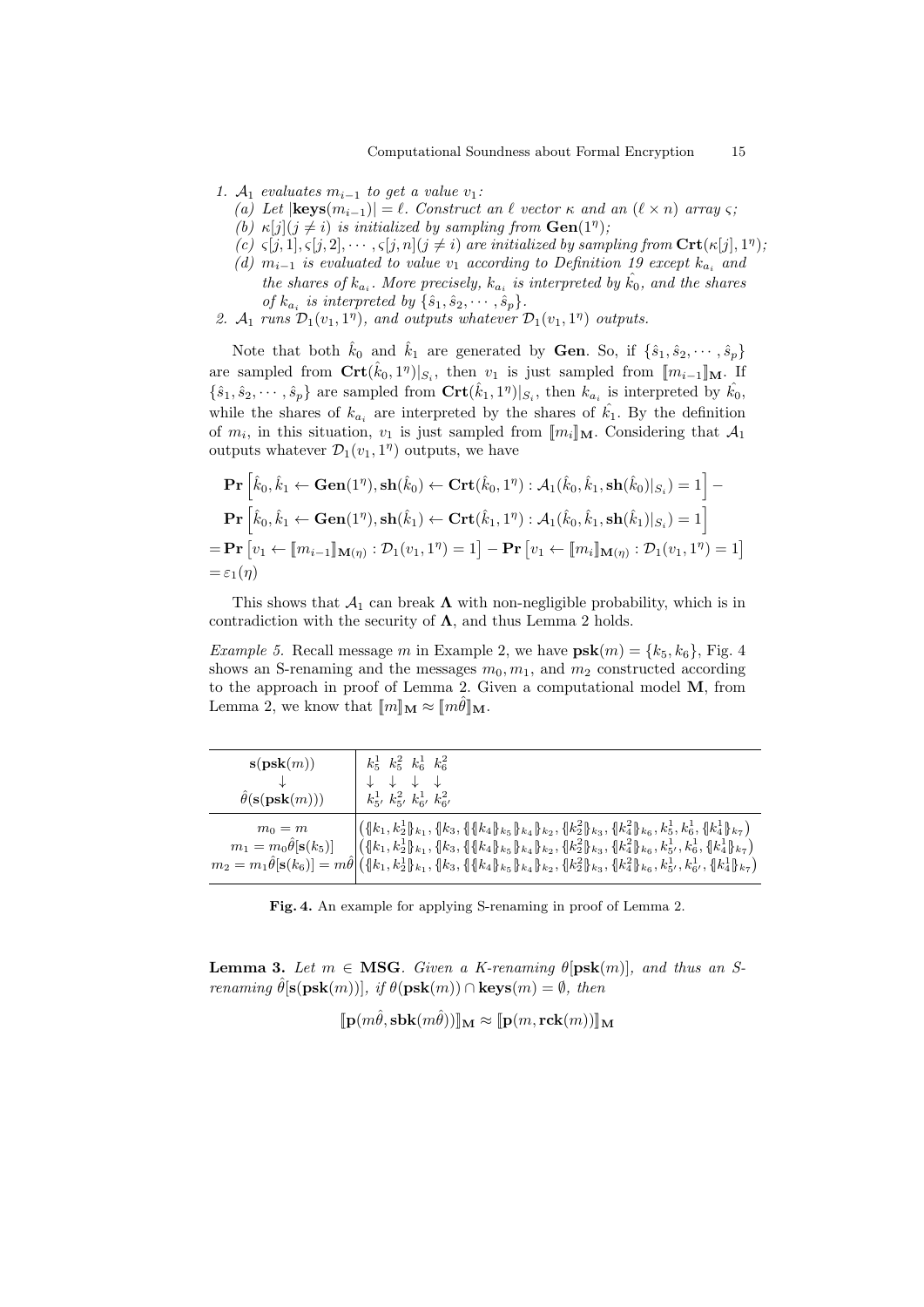1. $\mathcal{A}_1$ evaluates $m_{i-1}$ to get a value $v_1$:
   (a) Let $|\mathbf{keys}(m_{i-1})| = \ell$. Construct an $\ell$ vector $\kappa$ and an $(\ell \times n)$ array $\varsigma$;
   (b) $\kappa[j](j \neq i)$ is initialized by sampling from $\mathbf{Gen}(1^\eta)$;
   (c) $\varsigma[j,1], \varsigma[j,2], \cdots, \varsigma[j,n](j \neq i)$ are initialized by sampling from $\mathbf{Crt}(\kappa[j], 1^\eta)$;
   (d) $m_{i-1}$ is evaluated to value $v_1$ according to Definition 19 except $k_{a_i}$ and the shares of $k_{a_i}$. More precisely, $k_{a_i}$ is interpreted by $\hat{k_0}$, and the shares of $k_{a_i}$ is interpreted by $\{\hat{s}_1, \hat{s}_2, \cdots, \hat{s}_p\}$.
2. $\mathcal{A}_1$ runs $\mathcal{D}_1(v_1, 1^\eta)$, and outputs whatever $\mathcal{D}_1(v_1, 1^\eta)$ outputs.

Note that both $\hat{k}_0$ and $\hat{k}_1$ are generated by $\mathbf{Gen}$. So, if $\{\hat{s}_1, \hat{s}_2, \cdots, \hat{s}_p\}$ are sampled from $\mathbf{Crt}(\hat{k}_0, 1^\eta)|_{S_i}$, then $v_1$ is just sampled from $[\![m_{i-1}]\!]_{\mathbf{M}}$. If $\{\hat{s}_1, \hat{s}_2, \cdots, \hat{s}_p\}$ are sampled from $\mathbf{Crt}(\hat{k}_1, 1^\eta)|_{S_i}$, then $k_{a_i}$ is interpreted by $\hat{k_0}$, while the shares of $k_{a_i}$ are interpreted by the shares of $\hat{k_1}$. By the definition of $m_i$, in this situation, $v_1$ is just sampled from $[\![m_i]\!]_{\mathbf{M}}$. Considering that $\mathcal{A}_1$ outputs whatever $\mathcal{D}_1(v_1, 1^\eta)$ outputs, we have

$$
\begin{aligned}
&\mathbf{Pr}\left[\hat{k}_0, \hat{k}_1 \leftarrow \mathbf{Gen}(1^\eta), \mathbf{sh}(\hat{k}_0) \leftarrow \mathbf{Crt}(\hat{k}_0, 1^\eta) : \mathcal{A}_1(\hat{k}_0, \hat{k}_1, \mathbf{sh}(\hat{k}_0)|_{S_i}) = 1\right] - \\
&\mathbf{Pr}\left[\hat{k}_0, \hat{k}_1 \leftarrow \mathbf{Gen}(1^\eta), \mathbf{sh}(\hat{k}_1) \leftarrow \mathbf{Crt}(\hat{k}_1, 1^\eta) : \mathcal{A}_1(\hat{k}_0, \hat{k}_1, \mathbf{sh}(\hat{k}_1)|_{S_i}) = 1\right] \\
=&\mathbf{Pr}\left[v_1 \leftarrow [\![m_{i-1}]\!]_{\mathbf{M}(\eta)} : \mathcal{D}_1(v_1, 1^\eta) = 1\right] - \mathbf{Pr}\left[v_1 \leftarrow [\![m_i]\!]_{\mathbf{M}(\eta)} : \mathcal{D}_1(v_1, 1^\eta) = 1\right] \\
=&\varepsilon_1(\eta)
\end{aligned}
$$

This shows that $\mathcal{A}_1$ can break $\mathbf{\Lambda}$ with non-negligible probability, which is in contradiction with the security of $\mathbf{\Lambda}$, and thus Lemma 2 holds.

*Example 5.* Recall message $m$ in Example 2, we have $\mathbf{psk}(m) = \{k_5, k_6\}$, Fig. 4 shows an S-renaming and the messages $m_0, m_1$, and $m_2$ constructed according to the approach in proof of Lemma 2. Given a computational model $\mathbf{M}$, from Lemma 2, we know that $[\![m]\!]_{\mathbf{M}} \approx [\![m\hat{\theta}]\!]_{\mathbf{M}}$.

| | |
|---|---|
| $\mathbf{s}(\mathbf{psk}(m))$ <br> $\downarrow$ <br> $\hat{\theta}(\mathbf{s}(\mathbf{psk}(m)))$ | $k_5^1\ k_5^2\ k_6^1\ k_6^2$ <br> $\downarrow\ \downarrow\ \downarrow\ \downarrow$ <br> $k_{5'}^1\ k_{5'}^2\ k_{6'}^1\ k_{6'}^2$ |
| $m_0 = m$ <br> $m_1 = m_0\hat{\theta}[\mathbf{s}(k_5)]$ <br> $m_2 = m_1\hat{\theta}[\mathbf{s}(k_6)] = m\hat{\theta}$ | $(\{\!\|k_1, k_2^1\|\!\}_{k_1}, \{\!\|k_3, \{\!\|\{\!\|k_4\|\!\}_{k_5}\|\!\}_{k_4}\|\!\}_{k_2}, \{\!\|k_2^2\|\!\}_{k_3}, \{\!\|k_4^2\|\!\}_{k_6}, k_5^1, k_6^1, \{\!\|k_4^1\|\!\}_{k_7})$ <br> $(\{\!\|k_1, k_2^1\|\!\}_{k_1}, \{\!\|k_3, \{\!\|\{\!\|k_4\|\!\}_{k_5}\|\!\}_{k_4}\|\!\}_{k_2}, \{\!\|k_2^2\|\!\}_{k_3}, \{\!\|k_4^2\|\!\}_{k_6}, k_{5'}^1, k_6^1, \{\!\|k_4^1\|\!\}_{k_7})$ <br> $(\{\!\|k_1, k_2^1\|\!\}_{k_1}, \{\!\|k_3, \{\!\|\{\!\|k_4\|\!\}_{k_5}\|\!\}_{k_4}\|\!\}_{k_2}, \{\!\|k_2^2\|\!\}_{k_3}, \{\!\|k_4^2\|\!\}_{k_6}, k_{5'}^1, k_{6'}^1, \{\!\|k_4^1\|\!\}_{k_7})$ |

**Fig. 4.** An example for applying S-renaming in proof of Lemma 2.

**Lemma 3.** *Let $m \in \mathbf{MSG}$. Given a K-renaming $\theta[\mathbf{psk}(m)]$, and thus an S-renaming $\hat{\theta}[\mathbf{s}(\mathbf{psk}(m))]$, if $\theta(\mathbf{psk}(m)) \cap \mathbf{keys}(m) = \emptyset$, then*

$$[\![\mathbf{p}(m\hat{\theta}, \mathbf{sbk}(m\hat{\theta}))]\!]_{\mathbf{M}} \approx [\![\mathbf{p}(m, \mathbf{rck}(m))]\!]_{\mathbf{M}}$$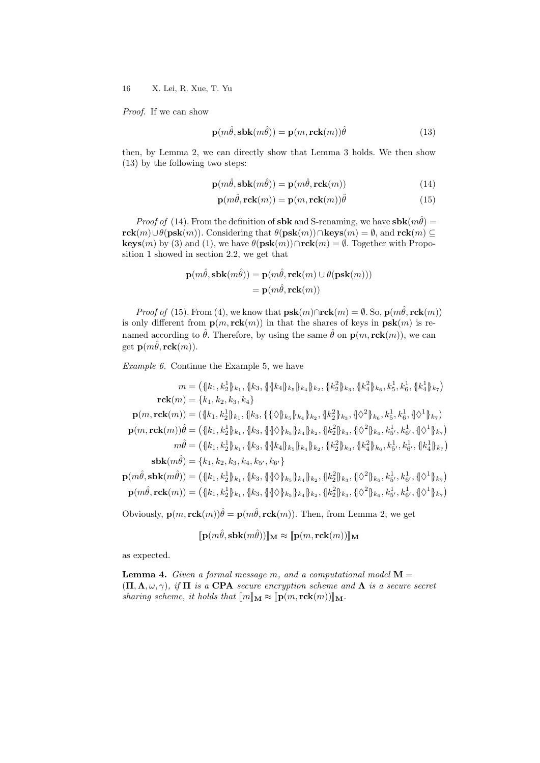*Proof.* If we can show

$$\mathbf{p}(m\hat{\theta}, \mathbf{sbk}(m\hat{\theta})) = \mathbf{p}(m, \mathbf{rck}(m))\hat{\theta} \tag{13}$$

then, by Lemma 2, we can directly show that Lemma 3 holds. We then show (13) by the following two steps:

$$\mathbf{p}(m\hat{\theta}, \mathbf{sbk}(m\hat{\theta})) = \mathbf{p}(m\hat{\theta}, \mathbf{rck}(m)) \tag{14}$$

$$\mathbf{p}(m\hat{\theta}, \mathbf{rck}(m)) = \mathbf{p}(m, \mathbf{rck}(m))\hat{\theta} \tag{15}$$

*Proof of* (14). From the definition of $\mathbf{sbk}$ and S-renaming, we have $\mathbf{sbk}(m\hat{\theta}) = \mathbf{rck}(m) \cup \theta(\mathbf{psk}(m))$. Considering that $\theta(\mathbf{psk}(m)) \cap \mathbf{keys}(m) = \emptyset$, and $\mathbf{rck}(m) \subseteq \mathbf{keys}(m)$ by (3) and (1), we have $\theta(\mathbf{psk}(m)) \cap \mathbf{rck}(m) = \emptyset$. Together with Proposition 1 showed in section 2.2, we get that

$$\begin{aligned}
\mathbf{p}(m\hat{\theta}, \mathbf{sbk}(m\hat{\theta})) &= \mathbf{p}(m\hat{\theta}, \mathbf{rck}(m) \cup \theta(\mathbf{psk}(m))) \\
&= \mathbf{p}(m\hat{\theta}, \mathbf{rck}(m))
\end{aligned}$$

*Proof of* (15). From (4), we know that $\mathbf{psk}(m) \cap \mathbf{rck}(m) = \emptyset$. So, $\mathbf{p}(m\hat{\theta}, \mathbf{rck}(m))$ is only different from $\mathbf{p}(m, \mathbf{rck}(m))$ in that the shares of keys in $\mathbf{psk}(m)$ is renamed according to $\hat{\theta}$. Therefore, by using the same $\hat{\theta}$ on $\mathbf{p}(m, \mathbf{rck}(m))$, we can get $\mathbf{p}(m\hat{\theta}, \mathbf{rck}(m))$.

*Example 6.* Continue the Example 5, we have

$$\begin{aligned}
m &= \left(\{\!|k_1, k_2^1|\!\}_{k_1}, \{\!|k_3, \{\!|\{\!|k_4|\!\}_{k_5}|\!\}_{k_4}|\!\}_{k_2}, \{\!|k_2^2|\!\}_{k_3}, \{\!|k_4^2|\!\}_{k_6}, k_5^1, k_6^1, \{\!|k_4^1|\!\}_{k_7}\right) \\
\mathbf{rck}(m) &= \{k_1, k_2, k_3, k_4\} \\
\mathbf{p}(m, \mathbf{rck}(m)) &= (\{\!|k_1, k_2^1|\!\}_{k_1}, \{\!|k_3, \{\!|\{\!|\Diamond|\!\}_{k_5}|\!\}_{k_4}|\!\}_{k_2}, \{\!|k_2^2|\!\}_{k_3}, \{\!|\Diamond^2|\!\}_{k_6}, k_5^1, k_6^1, \{\!|\Diamond^1|\!\}_{k_7}) \\
\mathbf{p}(m, \mathbf{rck}(m))\hat{\theta} &= \left(\{\!|k_1, k_2^1|\!\}_{k_1}, \{\!|k_3, \{\!|\{\!|\Diamond|\!\}_{k_5}|\!\}_{k_4}|\!\}_{k_2}, \{\!|k_2^2|\!\}_{k_3}, \{\!|\Diamond^2|\!\}_{k_6}, k_{5'}^1, k_{6'}^1, \{\!|\Diamond^1|\!\}_{k_7}\right) \\
m\hat{\theta} &= \left(\{\!|k_1, k_2^1|\!\}_{k_1}, \{\!|k_3, \{\!|\{\!|k_4|\!\}_{k_5}|\!\}_{k_4}|\!\}_{k_2}, \{\!|k_2^2|\!\}_{k_3}, \{\!|k_4^2|\!\}_{k_6}, k_{5'}^1, k_{6'}^1, \{\!|k_4^1|\!\}_{k_7}\right) \\
\mathbf{sbk}(m\hat{\theta}) &= \{k_1, k_2, k_3, k_4, k_{5'}, k_{6'}\} \\
\mathbf{p}(m\hat{\theta}, \mathbf{sbk}(m\hat{\theta})) &= \left(\{\!|k_1, k_2^1|\!\}_{k_1}, \{\!|k_3, \{\!|\{\!|\Diamond|\!\}_{k_5}|\!\}_{k_4}|\!\}_{k_2}, \{\!|k_2^2|\!\}_{k_3}, \{\!|\Diamond^2|\!\}_{k_6}, k_{5'}^1, k_{6'}^1, \{\!|\Diamond^1|\!\}_{k_7}\right) \\
\mathbf{p}(m\hat{\theta}, \mathbf{rck}(m)) &= \left(\{\!|k_1, k_2^1|\!\}_{k_1}, \{\!|k_3, \{\!|\{\!|\Diamond|\!\}_{k_5}|\!\}_{k_4}|\!\}_{k_2}, \{\!|k_2^2|\!\}_{k_3}, \{\!|\Diamond^2|\!\}_{k_6}, k_{5'}^1, k_{6'}^1, \{\!|\Diamond^1|\!\}_{k_7}\right)
\end{aligned}$$

Obviously, $\mathbf{p}(m, \mathbf{rck}(m))\hat{\theta} = \mathbf{p}(m\hat{\theta}, \mathbf{rck}(m))$. Then, from Lemma 2, we get

$$[\![\mathbf{p}(m\hat{\theta}, \mathbf{sbk}(m\hat{\theta}))]\!]_{\mathbf{M}} \approx [\![\mathbf{p}(m, \mathbf{rck}(m))]\!]_{\mathbf{M}}$$

as expected.

**Lemma 4.** *Given a formal message $m$, and a computational model $\mathbf{M} = (\mathbf{\Pi}, \mathbf{\Lambda}, \omega, \gamma)$, if $\mathbf{\Pi}$ is a* **CPA** *secure encryption scheme and $\mathbf{\Lambda}$ is a secure secret sharing scheme, it holds that $[\![m]\!]_{\mathbf{M}} \approx [\![\mathbf{p}(m, \mathbf{rck}(m))]\!]_{\mathbf{M}}$.*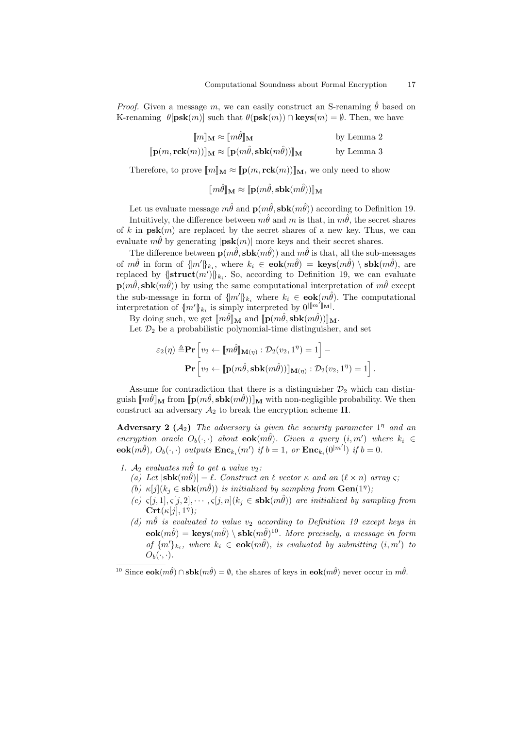*Proof.* Given a message $m$, we can easily construct an S-renaming $\hat{\theta}$ based on K-renaming $\theta[\mathbf{psk}(m)]$ such that $\theta(\mathbf{psk}(m)) \cap \mathbf{keys}(m) = \emptyset$. Then, we have

$$\llbracket m \rrbracket_{\mathbf{M}} \approx \llbracket m\hat{\theta} \rrbracket_{\mathbf{M}} \qquad \text{by Lemma 2}$$

$$\llbracket \mathbf{p}(m, \mathbf{rck}(m)) \rrbracket_{\mathbf{M}} \approx \llbracket \mathbf{p}(m\hat{\theta}, \mathbf{sbk}(m\hat{\theta})) \rrbracket_{\mathbf{M}} \qquad \text{by Lemma 3}$$

Therefore, to prove $\llbracket m \rrbracket_{\mathbf{M}} \approx \llbracket \mathbf{p}(m, \mathbf{rck}(m)) \rrbracket_{\mathbf{M}}$, we only need to show

$$\llbracket m\hat{\theta} \rrbracket_{\mathbf{M}} \approx \llbracket \mathbf{p}(m\hat{\theta}, \mathbf{sbk}(m\hat{\theta})) \rrbracket_{\mathbf{M}}$$

Let us evaluate message $m\hat{\theta}$ and $\mathbf{p}(m\hat{\theta}, \mathbf{sbk}(m\hat{\theta}))$ according to Definition 19.

Intuitively, the difference between $m\hat{\theta}$ and $m$ is that, in $m\hat{\theta}$, the secret shares of $k$ in $\mathbf{psk}(m)$ are replaced by the secret shares of a new key. Thus, we can evaluate $m\hat{\theta}$ by generating $|\mathbf{psk}(m)|$ more keys and their secret shares.

The difference between $\mathbf{p}(m\hat{\theta}, \mathbf{sbk}(m\hat{\theta}))$ and $m\hat{\theta}$ is that, all the sub-messages of $m\hat{\theta}$ in form of $\{\!|m'|\!\}_{k_i}$, where $k_i \in \mathbf{eok}(m\hat{\theta}) = \mathbf{keys}(m\hat{\theta}) \setminus \mathbf{sbk}(m\hat{\theta})$, are replaced by $\{\!|\mathbf{struct}(m')|\!\}_{k_i}$. So, according to Definition 19, we can evaluate $\mathbf{p}(m\hat{\theta}, \mathbf{sbk}(m\hat{\theta}))$ by using the same computational interpretation of $m\hat{\theta}$ except the sub-message in form of $\{\!|m'|\!\}_{k_i}$ where $k_i \in \mathbf{eok}(m\hat{\theta})$. The computational interpretation of $\{\!|m'|\!\}_{k_i}$ is simply interpreted by $0^{|\llbracket m' \rrbracket_{\mathbf{M}}|}$.

By doing such, we get $\llbracket m\hat{\theta} \rrbracket_{\mathbf{M}}$ and $\llbracket \mathbf{p}(m\hat{\theta}, \mathbf{sbk}(m\hat{\theta})) \rrbracket_{\mathbf{M}}$.

Let $\mathcal{D}_2$ be a probabilistic polynomial-time distinguisher, and set

$$\varepsilon_2(\eta) \triangleq \mathbf{Pr}\left[v_2 \leftarrow \llbracket m\hat{\theta} \rrbracket_{\mathbf{M}(\eta)} : \mathcal{D}_2(v_2, 1^\eta) = 1\right] - \mathbf{Pr}\left[v_2 \leftarrow \llbracket \mathbf{p}(m\hat{\theta}, \mathbf{sbk}(m\hat{\theta})) \rrbracket_{\mathbf{M}(\eta)} : \mathcal{D}_2(v_2, 1^\eta) = 1\right].$$

Assume for contradiction that there is a distinguisher $\mathcal{D}_2$ which can distinguish $\llbracket m\hat{\theta} \rrbracket_{\mathbf{M}}$ from $\llbracket \mathbf{p}(m\hat{\theta}, \mathbf{sbk}(m\hat{\theta})) \rrbracket_{\mathbf{M}}$ with non-negligible probability. We then construct an adversary $\mathcal{A}_2$ to break the encryption scheme $\mathbf{\Pi}$.

**Adversary 2 ($\mathcal{A}_2$)** *The adversary is given the security parameter $1^\eta$ and an encryption oracle $O_b(\cdot,\cdot)$ about $\mathbf{eok}(m\hat{\theta})$. Given a query $(i, m')$ where $k_i \in \mathbf{eok}(m\hat{\theta})$, $O_b(\cdot,\cdot)$ outputs $\mathbf{Enc}_{k_i}(m')$ if $b = 1$, or $\mathbf{Enc}_{k_i}(0^{|m'|})$ if $b = 0$.*

1. *$\mathcal{A}_2$ evaluates $m\hat{\theta}$ to get a value $v_2$:*
   (a) *Let $|\mathbf{sbk}(m\hat{\theta})| = \ell$. Construct an $\ell$ vector $\kappa$ and an $(\ell \times n)$ array $\varsigma$;*
   (b) *$\kappa[j](k_j \in \mathbf{sbk}(m\hat{\theta}))$ is initialized by sampling from $\mathbf{Gen}(1^\eta)$;*
   (c) *$\varsigma[j,1], \varsigma[j,2], \cdots, \varsigma[j,n](k_j \in \mathbf{sbk}(m\hat{\theta}))$ are initialized by sampling from $\mathbf{Crt}(\kappa[j], 1^\eta)$;*
   (d) *$m\hat{\theta}$ is evaluated to value $v_2$ according to Definition 19 except keys in $\mathbf{eok}(m\hat{\theta}) = \mathbf{keys}(m\hat{\theta}) \setminus \mathbf{sbk}(m\hat{\theta})$[10]. More precisely, a message in form of $\{\!|m'|\!\}_{k_i}$, where $k_i \in \mathbf{eok}(m\hat{\theta})$, is evaluated by submitting $(i, m')$ to $O_b(\cdot,\cdot)$.*

[10] Since $\mathbf{eok}(m\hat{\theta}) \cap \mathbf{sbk}(m\hat{\theta}) = \emptyset$, the shares of keys in $\mathbf{eok}(m\hat{\theta})$ never occur in $m\hat{\theta}$.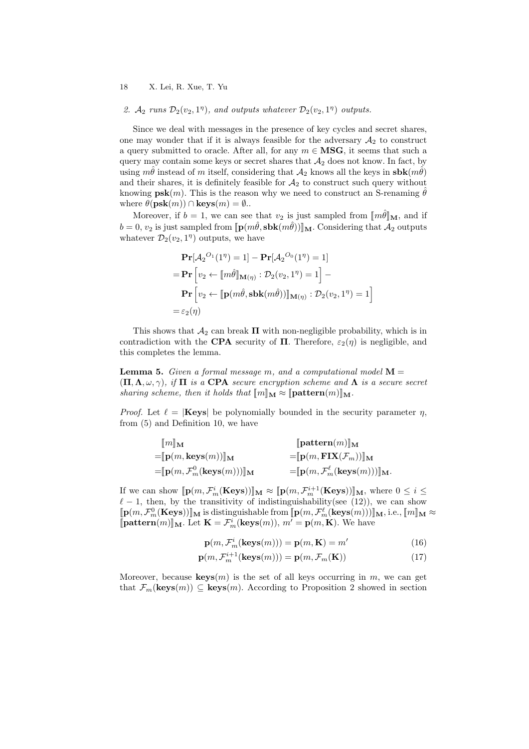2. $\mathcal{A}_2$ runs $\mathcal{D}_2(v_2, 1^\eta)$, and outputs whatever $\mathcal{D}_2(v_2, 1^\eta)$ outputs.

Since we deal with messages in the presence of key cycles and secret shares, one may wonder that if it is always feasible for the adversary $\mathcal{A}_2$ to construct a query submitted to oracle. After all, for any $m \in \mathbf{MSG}$, it seems that such a query may contain some keys or secret shares that $\mathcal{A}_2$ does not know. In fact, by using $m\hat{\theta}$ instead of $m$ itself, considering that $\mathcal{A}_2$ knows all the keys in $\mathbf{sbk}(m\hat{\theta})$ and their shares, it is definitely feasible for $\mathcal{A}_2$ to construct such query without knowing $\mathbf{psk}(m)$. This is the reason why we need to construct an S-renaming $\hat{\theta}$ where $\theta(\mathbf{psk}(m)) \cap \mathbf{keys}(m) = \emptyset$..

Moreover, if $b = 1$, we can see that $v_2$ is just sampled from $[\![m\hat{\theta}]\!]_{\mathbf{M}}$, and if $b = 0$, $v_2$ is just sampled from $[\![\mathbf{p}(m\hat{\theta}, \mathbf{sbk}(m\hat{\theta}))]\!]_{\mathbf{M}}$. Considering that $\mathcal{A}_2$ outputs whatever $\mathcal{D}_2(v_2, 1^\eta)$ outputs, we have

$$
\begin{aligned}
&\mathbf{Pr}[\mathcal{A}_2{}^{O_1}(1^\eta) = 1] - \mathbf{Pr}[\mathcal{A}_2{}^{O_0}(1^\eta) = 1] \\
=&\mathbf{Pr}\left[v_2 \leftarrow [\![m\hat{\theta}]\!]_{\mathbf{M}(\eta)} : \mathcal{D}_2(v_2, 1^\eta) = 1\right] - \\
&\mathbf{Pr}\left[v_2 \leftarrow [\![\mathbf{p}(m\hat{\theta}, \mathbf{sbk}(m\hat{\theta}))]\!]_{\mathbf{M}(\eta)} : \mathcal{D}_2(v_2, 1^\eta) = 1\right] \\
=&\varepsilon_2(\eta)
\end{aligned}
$$

This shows that $\mathcal{A}_2$ can break $\mathbf{\Pi}$ with non-negligible probability, which is in contradiction with the **CPA** security of $\mathbf{\Pi}$. Therefore, $\varepsilon_2(\eta)$ is negligible, and this completes the lemma.

**Lemma 5.** *Given a formal message $m$, and a computational model $\mathbf{M} = (\mathbf{\Pi}, \mathbf{\Lambda}, \omega, \gamma)$, if $\mathbf{\Pi}$ is a* **CPA** *secure encryption scheme and $\mathbf{\Lambda}$ is a secure secret sharing scheme, then it holds that $[\![m]\!]_{\mathbf{M}} \approx [\![\mathbf{pattern}(m)]\!]_{\mathbf{M}}$.*

*Proof.* Let $\ell = |\mathbf{Keys}|$ be polynomially bounded in the security parameter $\eta$, from (5) and Definition 10, we have

$$
\begin{aligned}
&[\![m]\!]_{\mathbf{M}} && [\![\mathbf{pattern}(m)]\!]_{\mathbf{M}} \\
=&[\![\mathbf{p}(m, \mathbf{keys}(m))]\!]_{\mathbf{M}} && =[\![\mathbf{p}(m, \mathbf{FIX}(\mathcal{F}_m))]\!]_{\mathbf{M}} \\
=&[\![\mathbf{p}(m, \mathcal{F}_m^0(\mathbf{keys}(m)))]\!]_{\mathbf{M}} && =[\![\mathbf{p}(m, \mathcal{F}_m^\ell(\mathbf{keys}(m)))]\!]_{\mathbf{M}}.
\end{aligned}
$$

If we can show $[\![\mathbf{p}(m, \mathcal{F}_m^i(\mathbf{Keys}))]\!]_{\mathbf{M}} \approx [\![\mathbf{p}(m, \mathcal{F}_m^{i+1}(\mathbf{Keys}))]\!]_{\mathbf{M}}$, where $0 \leq i \leq \ell - 1$, then, by the transitivity of indistinguishability(see (12)), we can show $[\![\mathbf{p}(m, \mathcal{F}_m^0(\mathbf{Keys}))]\!]_{\mathbf{M}}$ is distinguishable from $[\![\mathbf{p}(m, \mathcal{F}_m^\ell(\mathbf{keys}(m)))]\!]_{\mathbf{M}}$, i.e., $[\![m]\!]_{\mathbf{M}} \approx [\![\mathbf{pattern}(m)]\!]_{\mathbf{M}}$. Let $\mathbf{K} = \mathcal{F}_m^i(\mathbf{keys}(m))$, $m' = \mathbf{p}(m, \mathbf{K})$. We have

$$
\mathbf{p}(m, \mathcal{F}_m^i(\mathbf{keys}(m))) = \mathbf{p}(m, \mathbf{K}) = m' \tag{16}
$$

$$
\mathbf{p}(m, \mathcal{F}_m^{i+1}(\mathbf{keys}(m))) = \mathbf{p}(m, \mathcal{F}_m(\mathbf{K})) \tag{17}
$$

Moreover, because $\mathbf{keys}(m)$ is the set of all keys occurring in $m$, we can get that $\mathcal{F}_m(\mathbf{keys}(m)) \subseteq \mathbf{keys}(m)$. According to Proposition 2 showed in section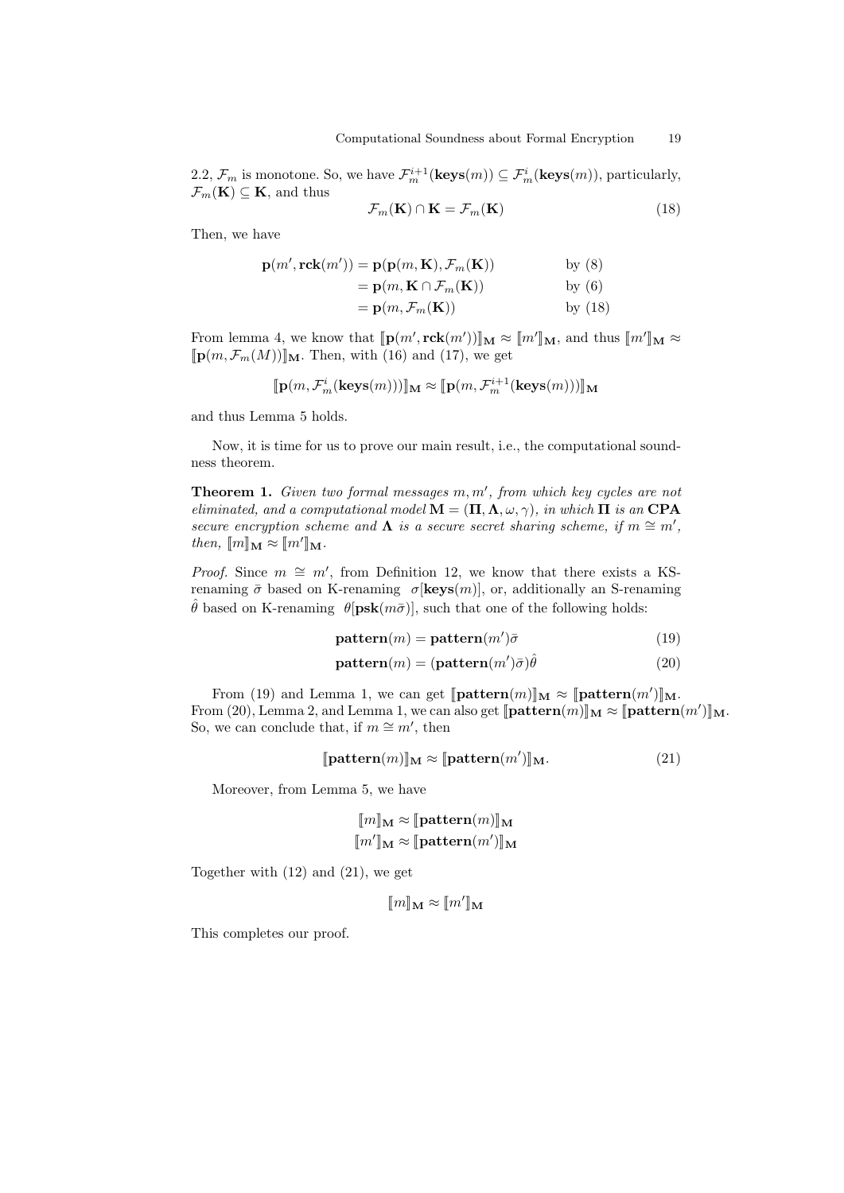2.2, $\mathcal{F}_m$ is monotone. So, we have $\mathcal{F}_m^{i+1}(\mathbf{keys}(m)) \subseteq \mathcal{F}_m^i(\mathbf{keys}(m))$, particularly, $\mathcal{F}_m(\mathbf{K}) \subseteq \mathbf{K}$, and thus

$$\mathcal{F}_m(\mathbf{K}) \cap \mathbf{K} = \mathcal{F}_m(\mathbf{K}) \tag{18}$$

Then, we have

$$\begin{aligned}
\mathbf{p}(m', \mathbf{rck}(m')) &= \mathbf{p}(\mathbf{p}(m, \mathbf{K}), \mathcal{F}_m(\mathbf{K})) && \text{by (8)} \\
&= \mathbf{p}(m, \mathbf{K} \cap \mathcal{F}_m(\mathbf{K})) && \text{by (6)} \\
&= \mathbf{p}(m, \mathcal{F}_m(\mathbf{K})) && \text{by (18)}
\end{aligned}$$

From lemma 4, we know that $[\![\mathbf{p}(m', \mathbf{rck}(m'))]\!]_{\mathbf{M}} \approx [\![m']\!]_{\mathbf{M}}$, and thus $[\![m']\!]_{\mathbf{M}} \approx [\![\mathbf{p}(m, \mathcal{F}_m(M))]\!]_{\mathbf{M}}$. Then, with (16) and (17), we get

$$[\![\mathbf{p}(m, \mathcal{F}_m^i(\mathbf{keys}(m)))]\!]_{\mathbf{M}} \approx [\![\mathbf{p}(m, \mathcal{F}_m^{i+1}(\mathbf{keys}(m)))]\!]_{\mathbf{M}}$$

and thus Lemma 5 holds.

Now, it is time for us to prove our main result, i.e., the computational soundness theorem.

**Theorem 1.** *Given two formal messages $m, m'$, from which key cycles are not eliminated, and a computational model $\mathbf{M} = (\mathbf{\Pi}, \mathbf{\Lambda}, \omega, \gamma)$, in which $\mathbf{\Pi}$ is an* **CPA** *secure encryption scheme and $\mathbf{\Lambda}$ is a secure secret sharing scheme, if $m \cong m'$, then, $[\![m]\!]_{\mathbf{M}} \approx [\![m']\!]_{\mathbf{M}}$.*

*Proof.* Since $m \cong m'$, from Definition 12, we know that there exists a KS-renaming $\bar{\sigma}$ based on K-renaming $\sigma[\mathbf{keys}(m)]$, or, additionally an S-renaming $\hat{\theta}$ based on K-renaming $\theta[\mathbf{psk}(m\bar{\sigma})]$, such that one of the following holds:

$$\mathbf{pattern}(m) = \mathbf{pattern}(m')\bar{\sigma} \tag{19}$$

$$\mathbf{pattern}(m) = (\mathbf{pattern}(m')\bar{\sigma})\hat{\theta} \tag{20}$$

From (19) and Lemma 1, we can get $[\![\mathbf{pattern}(m)]\!]_{\mathbf{M}} \approx [\![\mathbf{pattern}(m')]\!]_{\mathbf{M}}$. From (20), Lemma 2, and Lemma 1, we can also get $[\![\mathbf{pattern}(m)]\!]_{\mathbf{M}} \approx [\![\mathbf{pattern}(m')]\!]_{\mathbf{M}}$. So, we can conclude that, if $m \cong m'$, then

$$[\![\mathbf{pattern}(m)]\!]_{\mathbf{M}} \approx [\![\mathbf{pattern}(m')]\!]_{\mathbf{M}}. \tag{21}$$

Moreover, from Lemma 5, we have

$$[\![m]\!]_{\mathbf{M}} \approx [\![\mathbf{pattern}(m)]\!]_{\mathbf{M}}$$
$$[\![m']\!]_{\mathbf{M}} \approx [\![\mathbf{pattern}(m')]\!]_{\mathbf{M}}$$

Together with (12) and (21), we get

$$[\![m]\!]_{\mathbf{M}} \approx [\![m']\!]_{\mathbf{M}}$$

This completes our proof.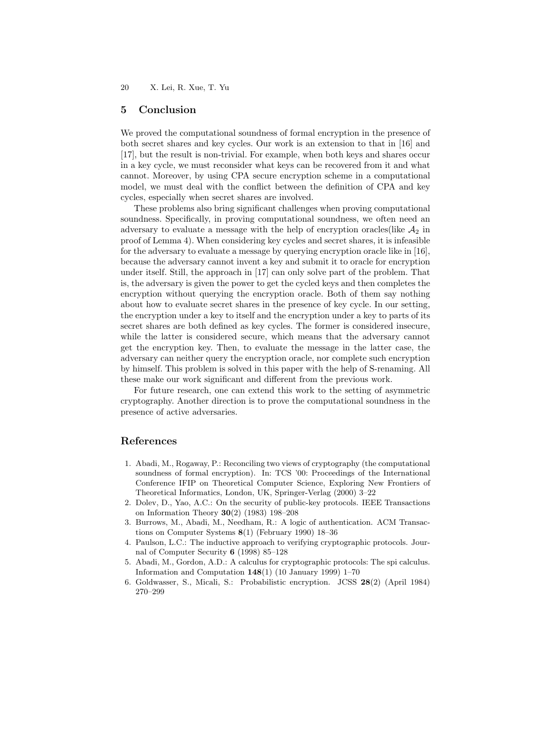## 5 Conclusion

We proved the computational soundness of formal encryption in the presence of both secret shares and key cycles. Our work is an extension to that in [16] and [17], but the result is non-trivial. For example, when both keys and shares occur in a key cycle, we must reconsider what keys can be recovered from it and what cannot. Moreover, by using CPA secure encryption scheme in a computational model, we must deal with the conflict between the definition of CPA and key cycles, especially when secret shares are involved.

These problems also bring significant challenges when proving computational soundness. Specifically, in proving computational soundness, we often need an adversary to evaluate a message with the help of encryption oracles(like $\mathcal{A}_2$ in proof of Lemma 4). When considering key cycles and secret shares, it is infeasible for the adversary to evaluate a message by querying encryption oracle like in [16], because the adversary cannot invent a key and submit it to oracle for encryption under itself. Still, the approach in [17] can only solve part of the problem. That is, the adversary is given the power to get the cycled keys and then completes the encryption without querying the encryption oracle. Both of them say nothing about how to evaluate secret shares in the presence of key cycle. In our setting, the encryption under a key to itself and the encryption under a key to parts of its secret shares are both defined as key cycles. The former is considered insecure, while the latter is considered secure, which means that the adversary cannot get the encryption key. Then, to evaluate the message in the latter case, the adversary can neither query the encryption oracle, nor complete such encryption by himself. This problem is solved in this paper with the help of S-renaming. All these make our work significant and different from the previous work.

For future research, one can extend this work to the setting of asymmetric cryptography. Another direction is to prove the computational soundness in the presence of active adversaries.

## References

1. Abadi, M., Rogaway, P.: Reconciling two views of cryptography (the computational soundness of formal encryption). In: TCS '00: Proceedings of the International Conference IFIP on Theoretical Computer Science, Exploring New Frontiers of Theoretical Informatics, London, UK, Springer-Verlag (2000) 3–22
2. Dolev, D., Yao, A.C.: On the security of public-key protocols. IEEE Transactions on Information Theory **30**(2) (1983) 198–208
3. Burrows, M., Abadi, M., Needham, R.: A logic of authentication. ACM Transactions on Computer Systems **8**(1) (February 1990) 18–36
4. Paulson, L.C.: The inductive approach to verifying cryptographic protocols. Journal of Computer Security **6** (1998) 85–128
5. Abadi, M., Gordon, A.D.: A calculus for cryptographic protocols: The spi calculus. Information and Computation **148**(1) (10 January 1999) 1–70
6. Goldwasser, S., Micali, S.: Probabilistic encryption. JCSS **28**(2) (April 1984) 270–299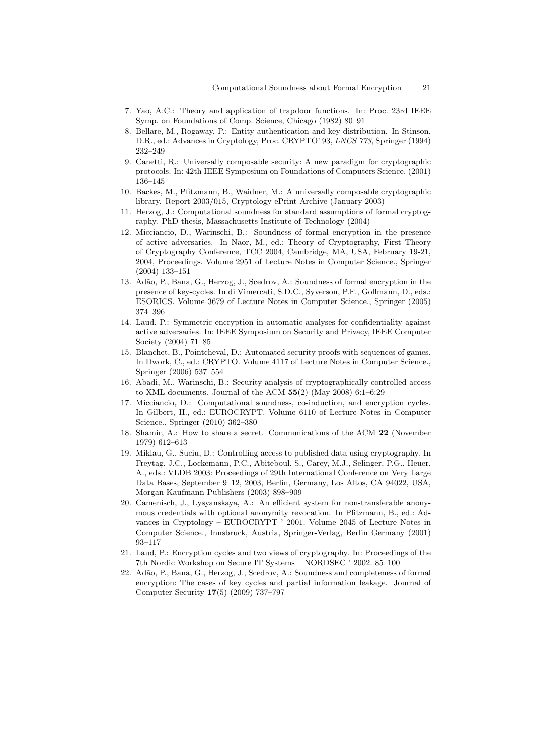7. Yao, A.C.: Theory and application of trapdoor functions. In: Proc. 23rd IEEE Symp. on Foundations of Comp. Science, Chicago (1982) 80–91
8. Bellare, M., Rogaway, P.: Entity authentication and key distribution. In Stinson, D.R., ed.: Advances in Cryptology, Proc. CRYPTO' 93, *LNCS 773*, Springer (1994) 232–249
9. Canetti, R.: Universally composable security: A new paradigm for cryptographic protocols. In: 42th IEEE Symposium on Foundations of Computers Science. (2001) 136–145
10. Backes, M., Pfitzmann, B., Waidner, M.: A universally composable cryptographic library. Report 2003/015, Cryptology ePrint Archive (January 2003)
11. Herzog, J.: Computational soundness for standard assumptions of formal cryptography. PhD thesis, Massachusetts Institute of Technology (2004)
12. Micciancio, D., Warinschi, B.: Soundness of formal encryption in the presence of active adversaries. In Naor, M., ed.: Theory of Cryptography, First Theory of Cryptography Conference, TCC 2004, Cambridge, MA, USA, February 19-21, 2004, Proceedings. Volume 2951 of Lecture Notes in Computer Science., Springer (2004) 133–151
13. Adão, P., Bana, G., Herzog, J., Scedrov, A.: Soundness of formal encryption in the presence of key-cycles. In di Vimercati, S.D.C., Syverson, P.F., Gollmann, D., eds.: ESORICS. Volume 3679 of Lecture Notes in Computer Science., Springer (2005) 374–396
14. Laud, P.: Symmetric encryption in automatic analyses for confidentiality against active adversaries. In: IEEE Symposium on Security and Privacy, IEEE Computer Society (2004) 71–85
15. Blanchet, B., Pointcheval, D.: Automated security proofs with sequences of games. In Dwork, C., ed.: CRYPTO. Volume 4117 of Lecture Notes in Computer Science., Springer (2006) 537–554
16. Abadi, M., Warinschi, B.: Security analysis of cryptographically controlled access to XML documents. Journal of the ACM **55**(2) (May 2008) 6:1–6:29
17. Micciancio, D.: Computational soundness, co-induction, and encryption cycles. In Gilbert, H., ed.: EUROCRYPT. Volume 6110 of Lecture Notes in Computer Science., Springer (2010) 362–380
18. Shamir, A.: How to share a secret. Communications of the ACM **22** (November 1979) 612–613
19. Miklau, G., Suciu, D.: Controlling access to published data using cryptography. In Freytag, J.C., Lockemann, P.C., Abiteboul, S., Carey, M.J., Selinger, P.G., Heuer, A., eds.: VLDB 2003: Proceedings of 29th International Conference on Very Large Data Bases, September 9–12, 2003, Berlin, Germany, Los Altos, CA 94022, USA, Morgan Kaufmann Publishers (2003) 898–909
20. Camenisch, J., Lysyanskaya, A.: An efficient system for non-transferable anonymous credentials with optional anonymity revocation. In Pfitzmann, B., ed.: Advances in Cryptology – EUROCRYPT ' 2001. Volume 2045 of Lecture Notes in Computer Science., Innsbruck, Austria, Springer-Verlag, Berlin Germany (2001) 93–117
21. Laud, P.: Encryption cycles and two views of cryptography. In: Proceedings of the 7th Nordic Workshop on Secure IT Systems – NORDSEC ' 2002. 85–100
22. Adão, P., Bana, G., Herzog, J., Scedrov, A.: Soundness and completeness of formal encryption: The cases of key cycles and partial information leakage. Journal of Computer Security **17**(5) (2009) 737–797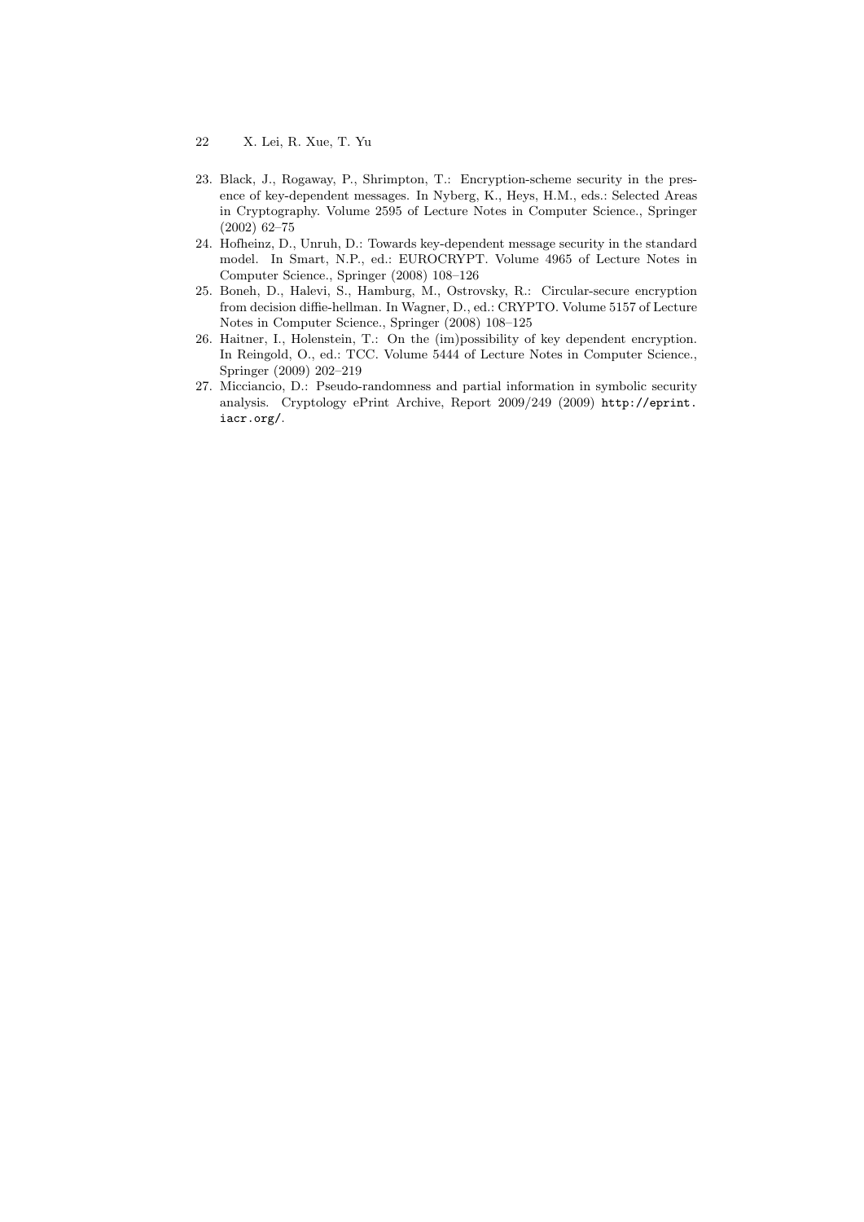23. Black, J., Rogaway, P., Shrimpton, T.: Encryption-scheme security in the presence of key-dependent messages. In Nyberg, K., Heys, H.M., eds.: Selected Areas in Cryptography. Volume 2595 of Lecture Notes in Computer Science., Springer (2002) 62–75
24. Hofheinz, D., Unruh, D.: Towards key-dependent message security in the standard model. In Smart, N.P., ed.: EUROCRYPT. Volume 4965 of Lecture Notes in Computer Science., Springer (2008) 108–126
25. Boneh, D., Halevi, S., Hamburg, M., Ostrovsky, R.: Circular-secure encryption from decision diffie-hellman. In Wagner, D., ed.: CRYPTO. Volume 5157 of Lecture Notes in Computer Science., Springer (2008) 108–125
26. Haitner, I., Holenstein, T.: On the (im)possibility of key dependent encryption. In Reingold, O., ed.: TCC. Volume 5444 of Lecture Notes in Computer Science., Springer (2009) 202–219
27. Micciancio, D.: Pseudo-randomness and partial information in symbolic security analysis. Cryptology ePrint Archive, Report 2009/249 (2009) `http://eprint.iacr.org/`.